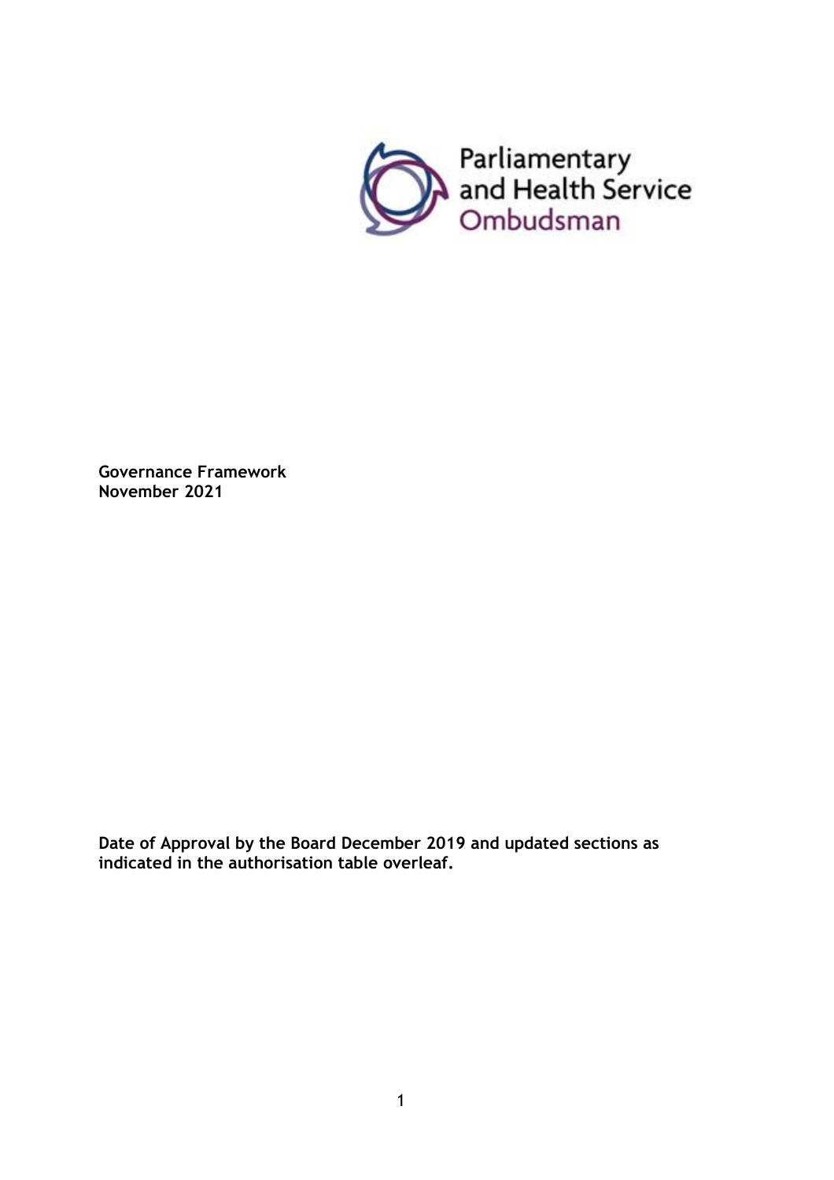Parliamentary and Health Service Ombudsman

**Governance Framework**
**November 2021**

**Date of Approval by the Board December 2019 and updated sections as indicated in the authorisation table overleaf.**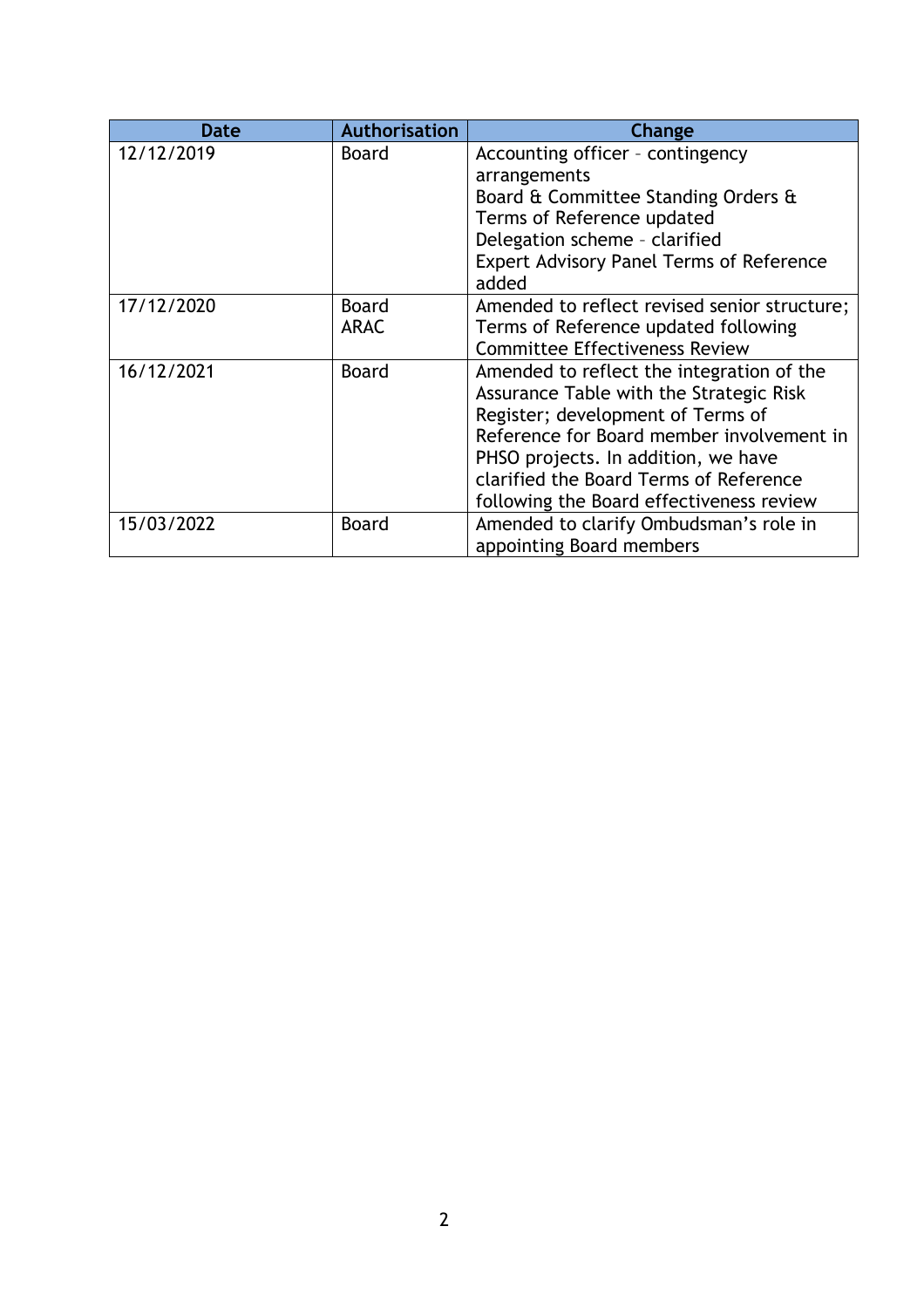| Date | Authorisation | Change |
| --- | --- | --- |
| 12/12/2019 | Board | Accounting officer – contingency arrangements<br>Board & Committee Standing Orders & Terms of Reference updated<br>Delegation scheme – clarified<br>Expert Advisory Panel Terms of Reference added |
| 17/12/2020 | Board<br>ARAC | Amended to reflect revised senior structure; Terms of Reference updated following Committee Effectiveness Review |
| 16/12/2021 | Board | Amended to reflect the integration of the Assurance Table with the Strategic Risk Register; development of Terms of Reference for Board member involvement in PHSO projects. In addition, we have clarified the Board Terms of Reference following the Board effectiveness review |
| 15/03/2022 | Board | Amended to clarify Ombudsman's role in appointing Board members |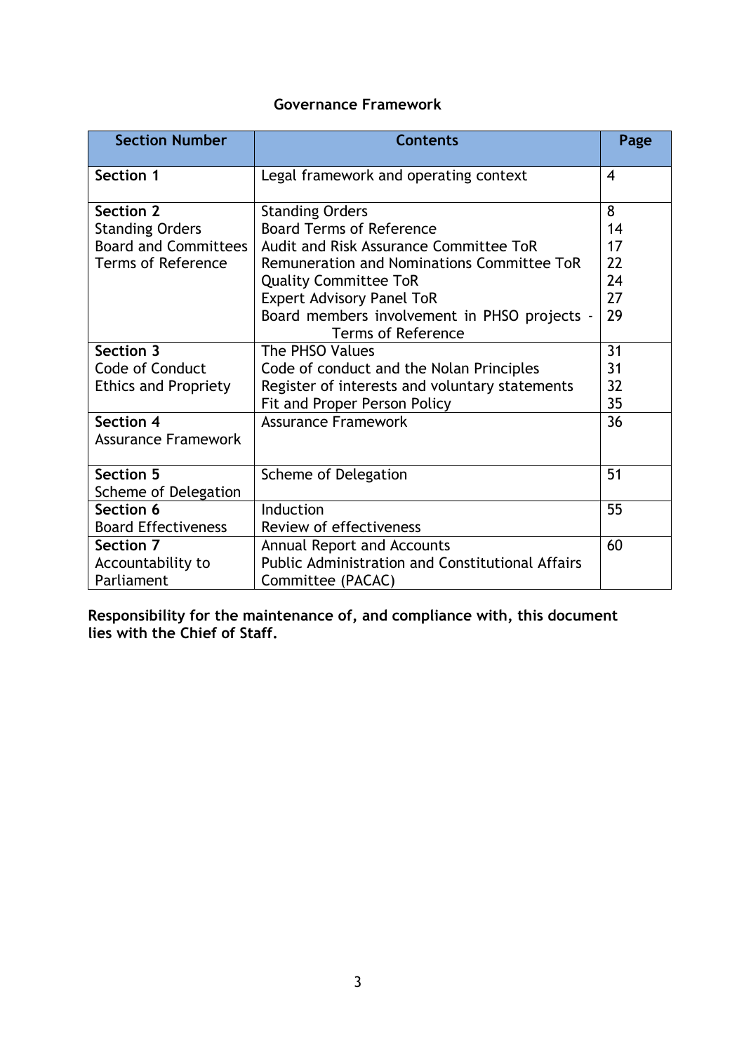## Governance Framework

| Section Number | Contents | Page |
|---|---|---|
| **Section 1** | Legal framework and operating context | 4 |
| **Section 2**<br>Standing Orders<br>Board and Committees Terms of Reference | Standing Orders<br>Board Terms of Reference<br>Audit and Risk Assurance Committee ToR<br>Remuneration and Nominations Committee ToR<br>Quality Committee ToR<br>Expert Advisory Panel ToR<br>Board members involvement in PHSO projects - Terms of Reference | 8<br>14<br>17<br>22<br>24<br>27<br>29 |
| **Section 3**<br>Code of Conduct<br>Ethics and Propriety | The PHSO Values<br>Code of conduct and the Nolan Principles<br>Register of interests and voluntary statements<br>Fit and Proper Person Policy | 31<br>31<br>32<br>35 |
| **Section 4**<br>Assurance Framework | Assurance Framework | 36 |
| **Section 5**<br>Scheme of Delegation | Scheme of Delegation | 51 |
| **Section 6**<br>Board Effectiveness | Induction<br>Review of effectiveness | 55 |
| **Section 7**<br>Accountability to Parliament | Annual Report and Accounts<br>Public Administration and Constitutional Affairs Committee (PACAC) | 60 |

**Responsibility for the maintenance of, and compliance with, this document lies with the Chief of Staff.**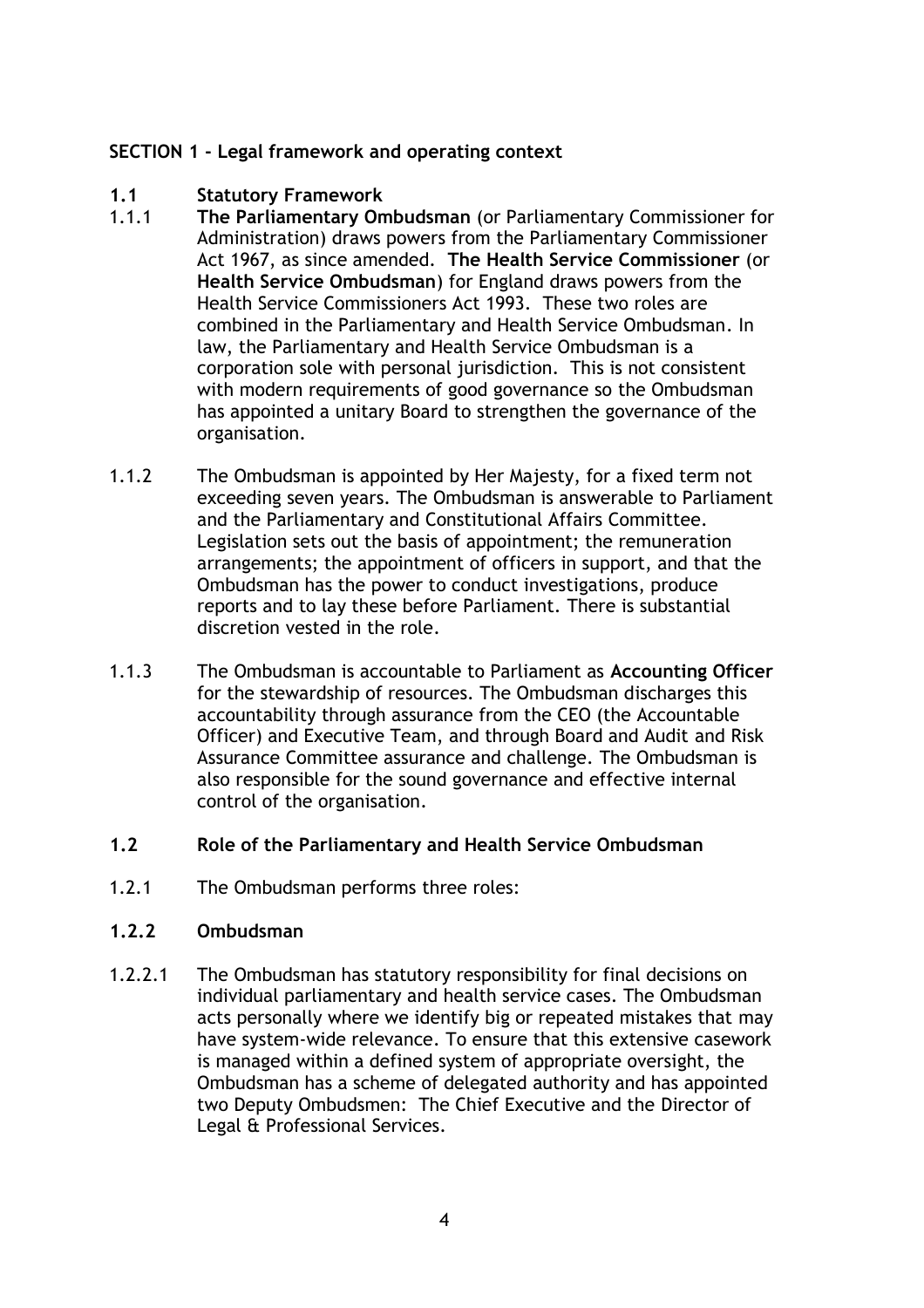## SECTION 1 - Legal framework and operating context

### 1.1 Statutory Framework

1.1.1 **The Parliamentary Ombudsman** (or Parliamentary Commissioner for Administration) draws powers from the Parliamentary Commissioner Act 1967, as since amended. **The Health Service Commissioner** (or **Health Service Ombudsman**) for England draws powers from the Health Service Commissioners Act 1993. These two roles are combined in the Parliamentary and Health Service Ombudsman. In law, the Parliamentary and Health Service Ombudsman is a corporation sole with personal jurisdiction. This is not consistent with modern requirements of good governance so the Ombudsman has appointed a unitary Board to strengthen the governance of the organisation.

1.1.2 The Ombudsman is appointed by Her Majesty, for a fixed term not exceeding seven years. The Ombudsman is answerable to Parliament and the Parliamentary and Constitutional Affairs Committee. Legislation sets out the basis of appointment; the remuneration arrangements; the appointment of officers in support, and that the Ombudsman has the power to conduct investigations, produce reports and to lay these before Parliament. There is substantial discretion vested in the role.

1.1.3 The Ombudsman is accountable to Parliament as **Accounting Officer** for the stewardship of resources. The Ombudsman discharges this accountability through assurance from the CEO (the Accountable Officer) and Executive Team, and through Board and Audit and Risk Assurance Committee assurance and challenge. The Ombudsman is also responsible for the sound governance and effective internal control of the organisation.

### 1.2 Role of the Parliamentary and Health Service Ombudsman

1.2.1 The Ombudsman performs three roles:

#### 1.2.2 Ombudsman

1.2.2.1 The Ombudsman has statutory responsibility for final decisions on individual parliamentary and health service cases. The Ombudsman acts personally where we identify big or repeated mistakes that may have system-wide relevance. To ensure that this extensive casework is managed within a defined system of appropriate oversight, the Ombudsman has a scheme of delegated authority and has appointed two Deputy Ombudsmen: The Chief Executive and the Director of Legal & Professional Services.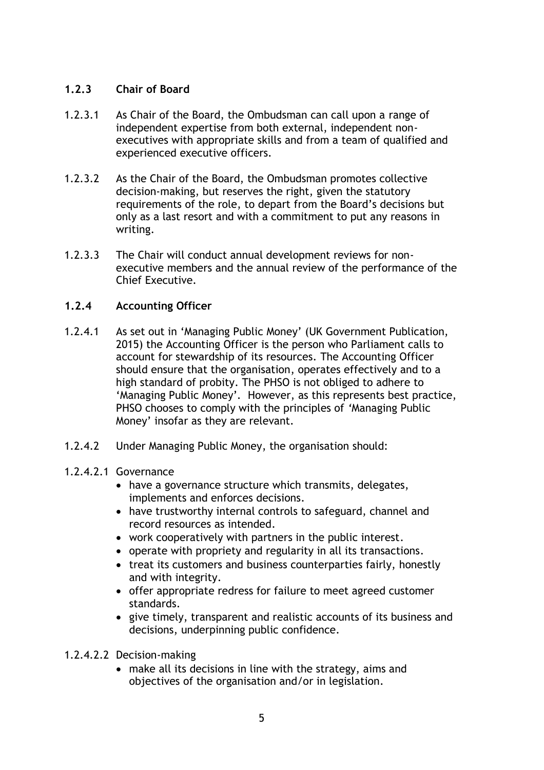### 1.2.3 Chair of Board

1.2.3.1 As Chair of the Board, the Ombudsman can call upon a range of independent expertise from both external, independent non-executives with appropriate skills and from a team of qualified and experienced executive officers.

1.2.3.2 As the Chair of the Board, the Ombudsman promotes collective decision-making, but reserves the right, given the statutory requirements of the role, to depart from the Board's decisions but only as a last resort and with a commitment to put any reasons in writing.

1.2.3.3 The Chair will conduct annual development reviews for non-executive members and the annual review of the performance of the Chief Executive.

### 1.2.4 Accounting Officer

1.2.4.1 As set out in 'Managing Public Money' (UK Government Publication, 2015) the Accounting Officer is the person who Parliament calls to account for stewardship of its resources. The Accounting Officer should ensure that the organisation, operates effectively and to a high standard of probity. The PHSO is not obliged to adhere to 'Managing Public Money'. However, as this represents best practice, PHSO chooses to comply with the principles of 'Managing Public Money' insofar as they are relevant.

1.2.4.2 Under Managing Public Money, the organisation should:

1.2.4.2.1 Governance

- have a governance structure which transmits, delegates, implements and enforces decisions.
- have trustworthy internal controls to safeguard, channel and record resources as intended.
- work cooperatively with partners in the public interest.
- operate with propriety and regularity in all its transactions.
- treat its customers and business counterparties fairly, honestly and with integrity.
- offer appropriate redress for failure to meet agreed customer standards.
- give timely, transparent and realistic accounts of its business and decisions, underpinning public confidence.

1.2.4.2.2 Decision-making

- make all its decisions in line with the strategy, aims and objectives of the organisation and/or in legislation.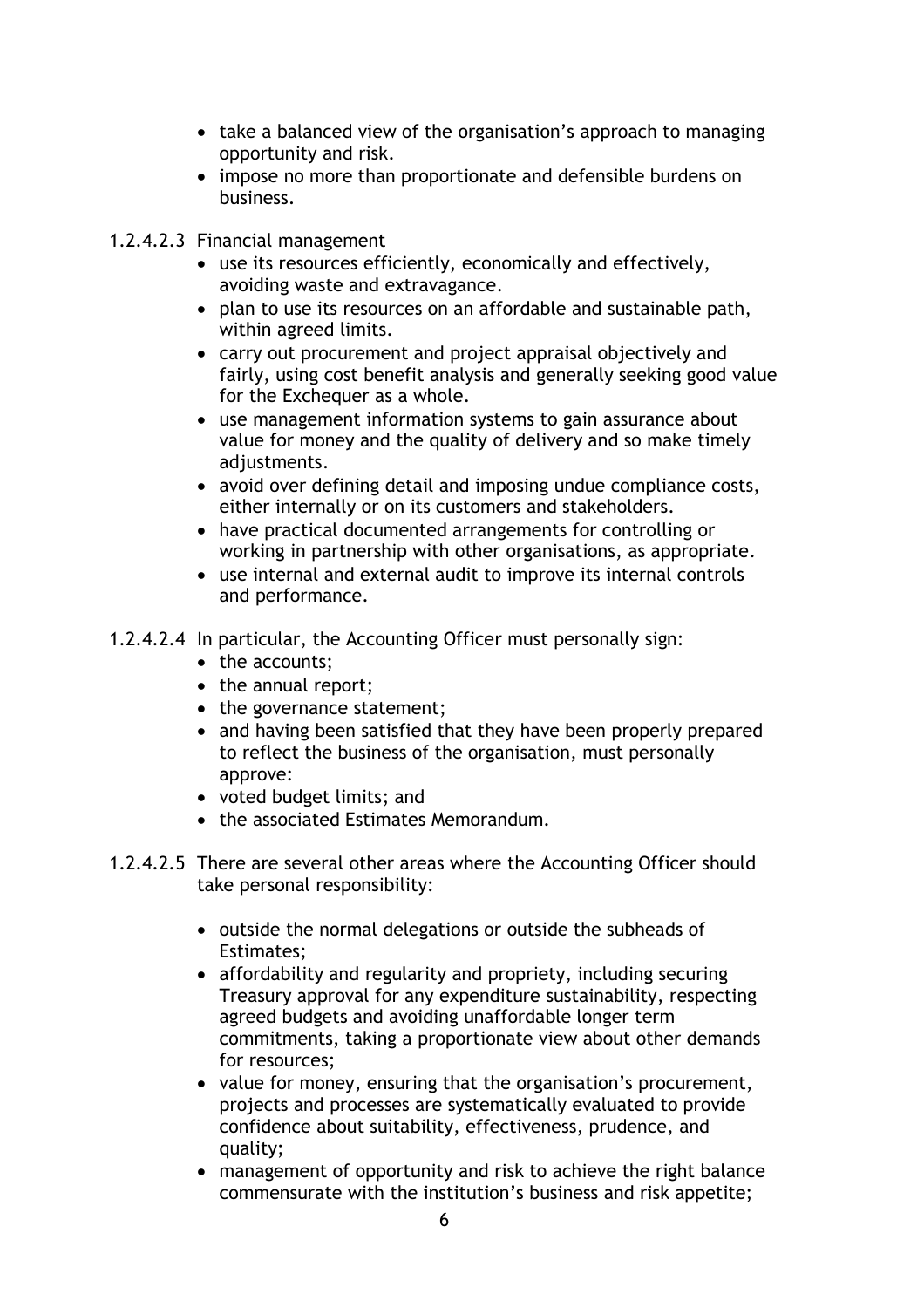- take a balanced view of the organisation's approach to managing opportunity and risk.
- impose no more than proportionate and defensible burdens on business.

1.2.4.2.3 Financial management

- use its resources efficiently, economically and effectively, avoiding waste and extravagance.
- plan to use its resources on an affordable and sustainable path, within agreed limits.
- carry out procurement and project appraisal objectively and fairly, using cost benefit analysis and generally seeking good value for the Exchequer as a whole.
- use management information systems to gain assurance about value for money and the quality of delivery and so make timely adjustments.
- avoid over defining detail and imposing undue compliance costs, either internally or on its customers and stakeholders.
- have practical documented arrangements for controlling or working in partnership with other organisations, as appropriate.
- use internal and external audit to improve its internal controls and performance.

1.2.4.2.4 In particular, the Accounting Officer must personally sign:

- the accounts;
- the annual report;
- the governance statement;
- and having been satisfied that they have been properly prepared to reflect the business of the organisation, must personally approve:
- voted budget limits; and
- the associated Estimates Memorandum.

1.2.4.2.5 There are several other areas where the Accounting Officer should take personal responsibility:

- outside the normal delegations or outside the subheads of Estimates;
- affordability and regularity and propriety, including securing Treasury approval for any expenditure sustainability, respecting agreed budgets and avoiding unaffordable longer term commitments, taking a proportionate view about other demands for resources;
- value for money, ensuring that the organisation's procurement, projects and processes are systematically evaluated to provide confidence about suitability, effectiveness, prudence, and quality;
- management of opportunity and risk to achieve the right balance commensurate with the institution's business and risk appetite;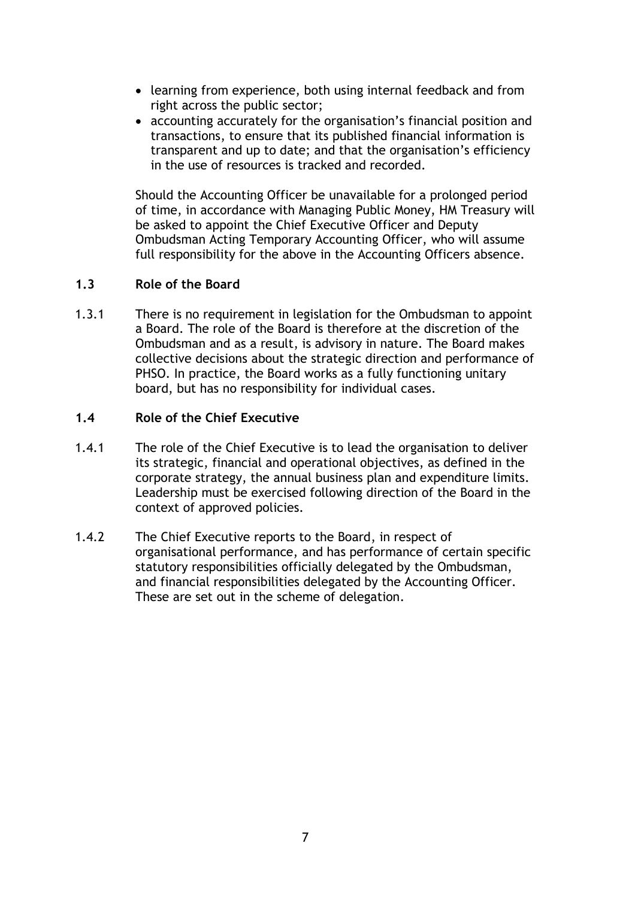- learning from experience, both using internal feedback and from right across the public sector;
- accounting accurately for the organisation's financial position and transactions, to ensure that its published financial information is transparent and up to date; and that the organisation's efficiency in the use of resources is tracked and recorded.

Should the Accounting Officer be unavailable for a prolonged period of time, in accordance with Managing Public Money, HM Treasury will be asked to appoint the Chief Executive Officer and Deputy Ombudsman Acting Temporary Accounting Officer, who will assume full responsibility for the above in the Accounting Officers absence.

### 1.3 Role of the Board

1.3.1 There is no requirement in legislation for the Ombudsman to appoint a Board. The role of the Board is therefore at the discretion of the Ombudsman and as a result, is advisory in nature. The Board makes collective decisions about the strategic direction and performance of PHSO. In practice, the Board works as a fully functioning unitary board, but has no responsibility for individual cases.

### 1.4 Role of the Chief Executive

1.4.1 The role of the Chief Executive is to lead the organisation to deliver its strategic, financial and operational objectives, as defined in the corporate strategy, the annual business plan and expenditure limits. Leadership must be exercised following direction of the Board in the context of approved policies.

1.4.2 The Chief Executive reports to the Board, in respect of organisational performance, and has performance of certain specific statutory responsibilities officially delegated by the Ombudsman, and financial responsibilities delegated by the Accounting Officer. These are set out in the scheme of delegation.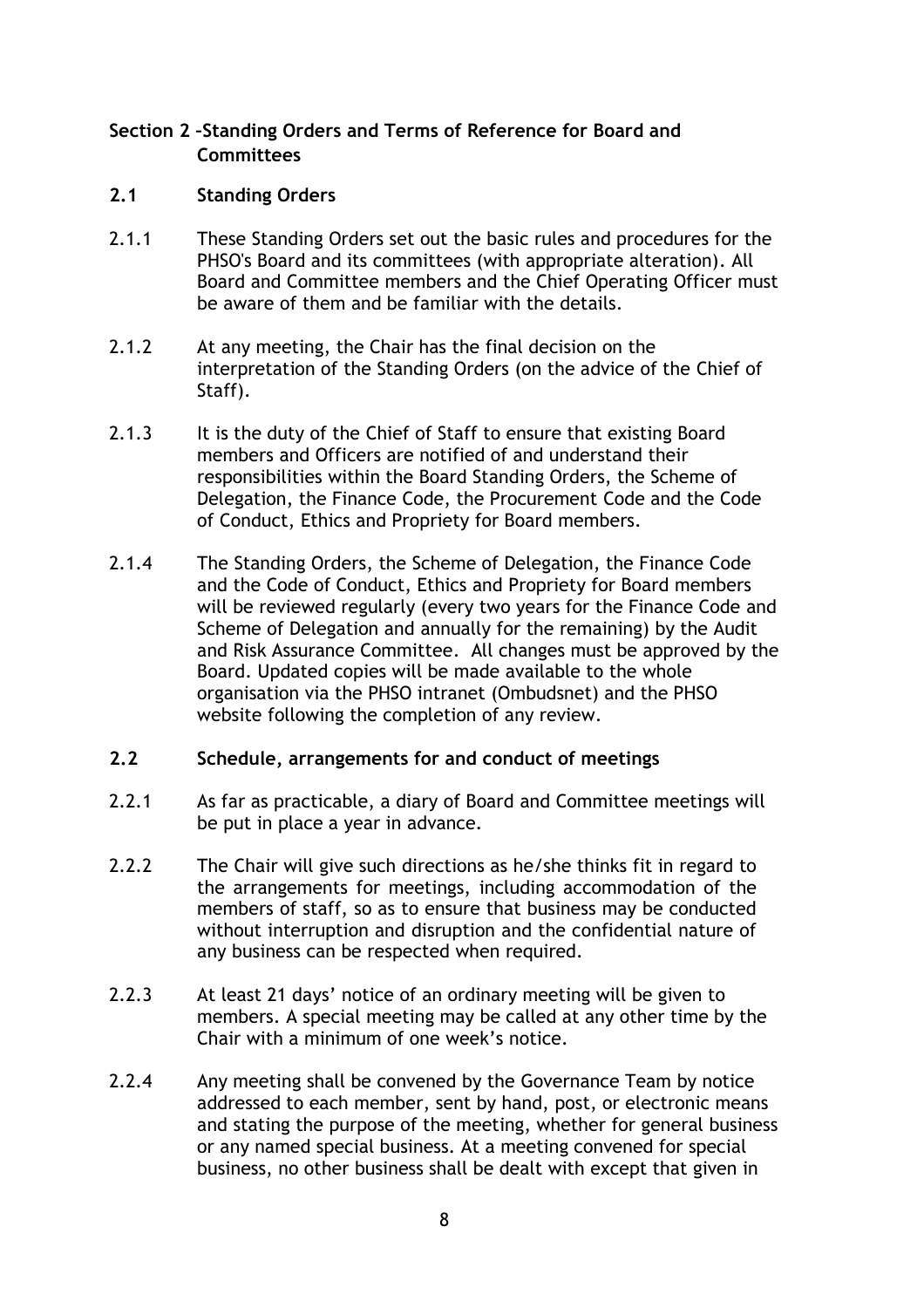## Section 2 –Standing Orders and Terms of Reference for Board and Committees

### 2.1 Standing Orders

2.1.1 These Standing Orders set out the basic rules and procedures for the PHSO's Board and its committees (with appropriate alteration). All Board and Committee members and the Chief Operating Officer must be aware of them and be familiar with the details.

2.1.2 At any meeting, the Chair has the final decision on the interpretation of the Standing Orders (on the advice of the Chief of Staff).

2.1.3 It is the duty of the Chief of Staff to ensure that existing Board members and Officers are notified of and understand their responsibilities within the Board Standing Orders, the Scheme of Delegation, the Finance Code, the Procurement Code and the Code of Conduct, Ethics and Propriety for Board members.

2.1.4 The Standing Orders, the Scheme of Delegation, the Finance Code and the Code of Conduct, Ethics and Propriety for Board members will be reviewed regularly (every two years for the Finance Code and Scheme of Delegation and annually for the remaining) by the Audit and Risk Assurance Committee. All changes must be approved by the Board. Updated copies will be made available to the whole organisation via the PHSO intranet (Ombudsnet) and the PHSO website following the completion of any review.

### 2.2 Schedule, arrangements for and conduct of meetings

2.2.1 As far as practicable, a diary of Board and Committee meetings will be put in place a year in advance.

2.2.2 The Chair will give such directions as he/she thinks fit in regard to the arrangements for meetings, including accommodation of the members of staff, so as to ensure that business may be conducted without interruption and disruption and the confidential nature of any business can be respected when required.

2.2.3 At least 21 days' notice of an ordinary meeting will be given to members. A special meeting may be called at any other time by the Chair with a minimum of one week's notice.

2.2.4 Any meeting shall be convened by the Governance Team by notice addressed to each member, sent by hand, post, or electronic means and stating the purpose of the meeting, whether for general business or any named special business. At a meeting convened for special business, no other business shall be dealt with except that given in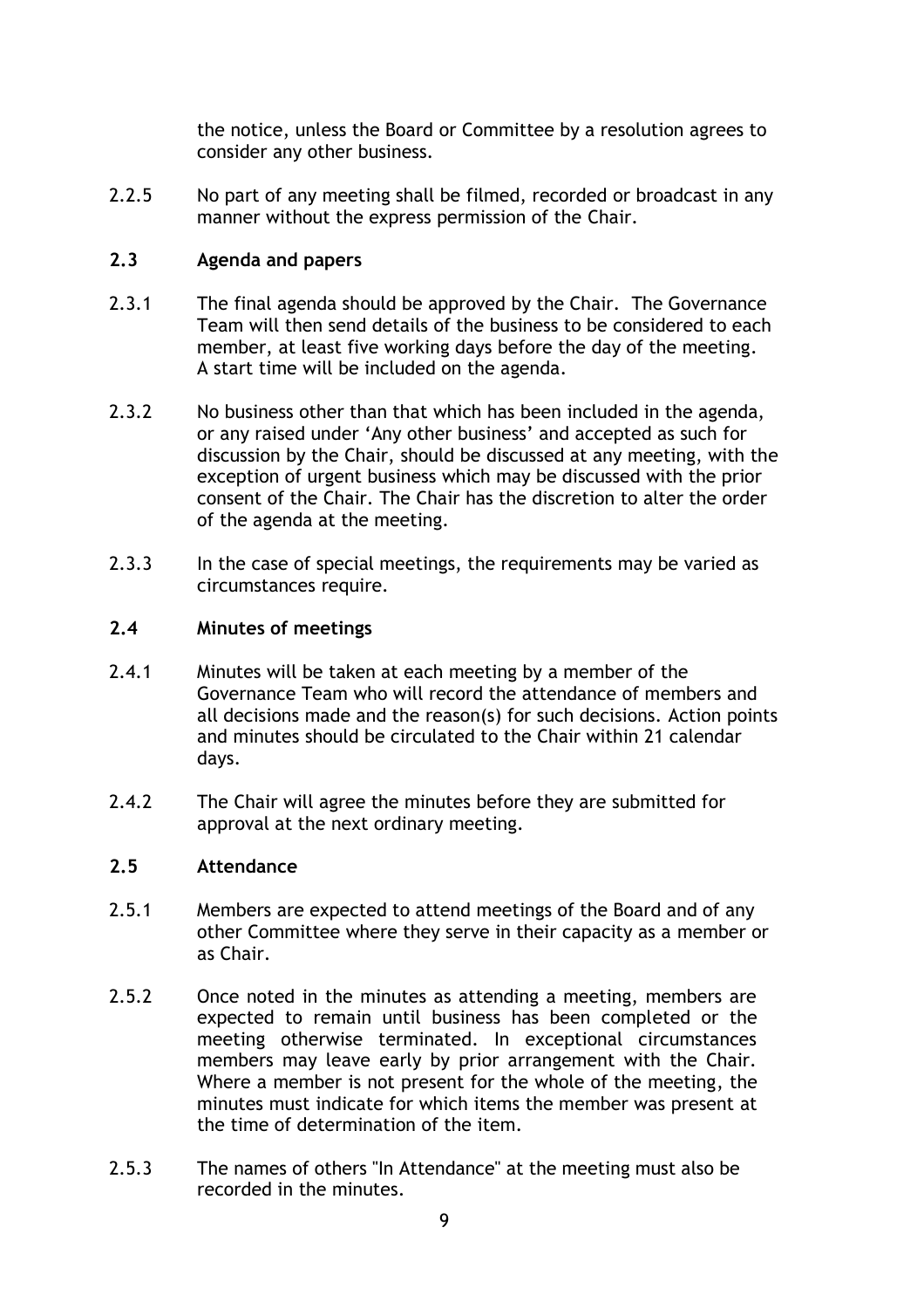the notice, unless the Board or Committee by a resolution agrees to consider any other business.

2.2.5 No part of any meeting shall be filmed, recorded or broadcast in any manner without the express permission of the Chair.

### 2.3 Agenda and papers

2.3.1 The final agenda should be approved by the Chair. The Governance Team will then send details of the business to be considered to each member, at least five working days before the day of the meeting. A start time will be included on the agenda.

2.3.2 No business other than that which has been included in the agenda, or any raised under 'Any other business' and accepted as such for discussion by the Chair, should be discussed at any meeting, with the exception of urgent business which may be discussed with the prior consent of the Chair. The Chair has the discretion to alter the order of the agenda at the meeting.

2.3.3 In the case of special meetings, the requirements may be varied as circumstances require.

### 2.4 Minutes of meetings

2.4.1 Minutes will be taken at each meeting by a member of the Governance Team who will record the attendance of members and all decisions made and the reason(s) for such decisions. Action points and minutes should be circulated to the Chair within 21 calendar days.

2.4.2 The Chair will agree the minutes before they are submitted for approval at the next ordinary meeting.

### 2.5 Attendance

2.5.1 Members are expected to attend meetings of the Board and of any other Committee where they serve in their capacity as a member or as Chair.

2.5.2 Once noted in the minutes as attending a meeting, members are expected to remain until business has been completed or the meeting otherwise terminated. In exceptional circumstances members may leave early by prior arrangement with the Chair. Where a member is not present for the whole of the meeting, the minutes must indicate for which items the member was present at the time of determination of the item.

2.5.3 The names of others "In Attendance" at the meeting must also be recorded in the minutes.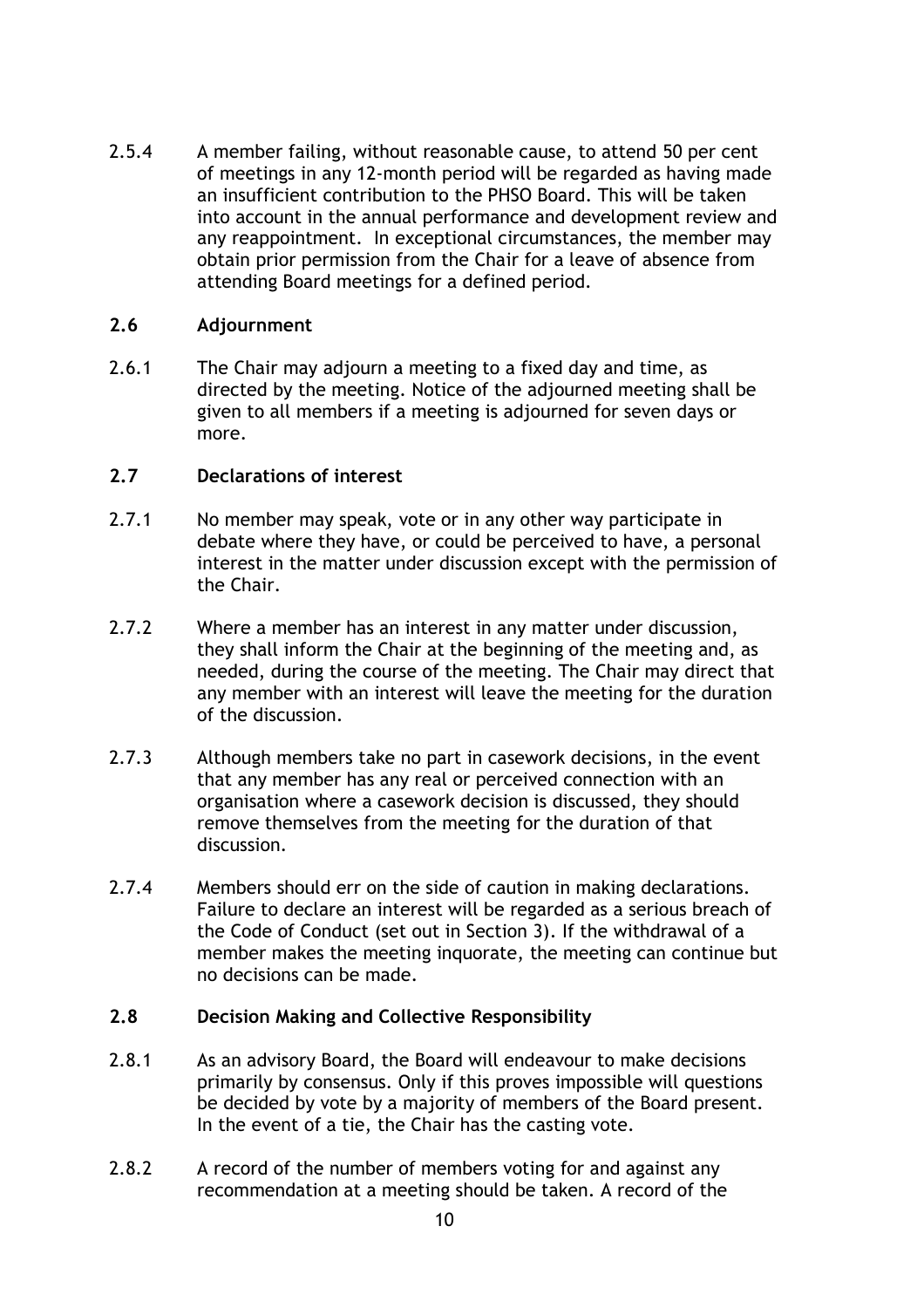2.5.4 A member failing, without reasonable cause, to attend 50 per cent of meetings in any 12-month period will be regarded as having made an insufficient contribution to the PHSO Board. This will be taken into account in the annual performance and development review and any reappointment. In exceptional circumstances, the member may obtain prior permission from the Chair for a leave of absence from attending Board meetings for a defined period.

### 2.6 Adjournment

2.6.1 The Chair may adjourn a meeting to a fixed day and time, as directed by the meeting. Notice of the adjourned meeting shall be given to all members if a meeting is adjourned for seven days or more.

### 2.7 Declarations of interest

2.7.1 No member may speak, vote or in any other way participate in debate where they have, or could be perceived to have, a personal interest in the matter under discussion except with the permission of the Chair.

2.7.2 Where a member has an interest in any matter under discussion, they shall inform the Chair at the beginning of the meeting and, as needed, during the course of the meeting. The Chair may direct that any member with an interest will leave the meeting for the duration of the discussion.

2.7.3 Although members take no part in casework decisions, in the event that any member has any real or perceived connection with an organisation where a casework decision is discussed, they should remove themselves from the meeting for the duration of that discussion.

2.7.4 Members should err on the side of caution in making declarations. Failure to declare an interest will be regarded as a serious breach of the Code of Conduct (set out in Section 3). If the withdrawal of a member makes the meeting inquorate, the meeting can continue but no decisions can be made.

### 2.8 Decision Making and Collective Responsibility

2.8.1 As an advisory Board, the Board will endeavour to make decisions primarily by consensus. Only if this proves impossible will questions be decided by vote by a majority of members of the Board present. In the event of a tie, the Chair has the casting vote.

2.8.2 A record of the number of members voting for and against any recommendation at a meeting should be taken. A record of the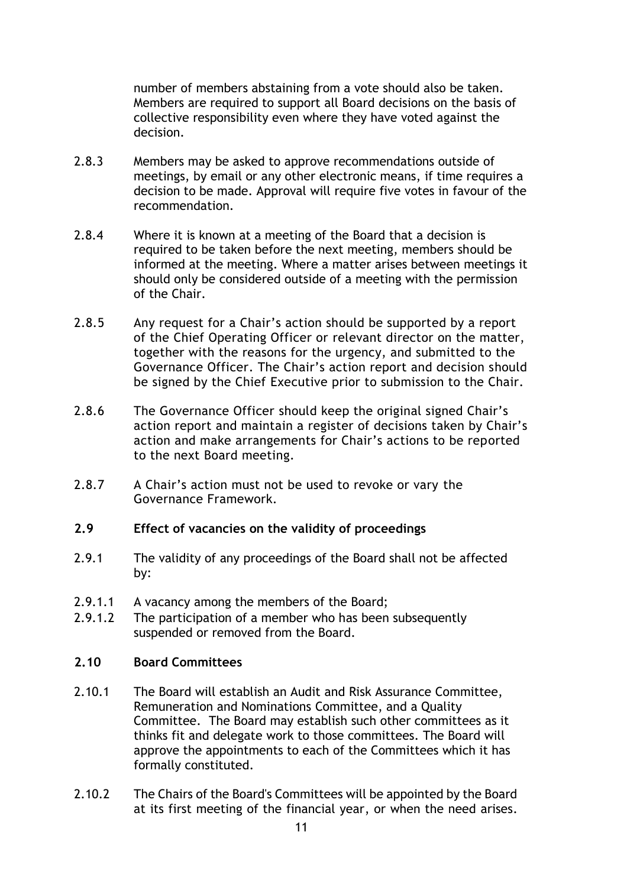number of members abstaining from a vote should also be taken. Members are required to support all Board decisions on the basis of collective responsibility even where they have voted against the decision.

2.8.3 Members may be asked to approve recommendations outside of meetings, by email or any other electronic means, if time requires a decision to be made. Approval will require five votes in favour of the recommendation.

2.8.4 Where it is known at a meeting of the Board that a decision is required to be taken before the next meeting, members should be informed at the meeting. Where a matter arises between meetings it should only be considered outside of a meeting with the permission of the Chair.

2.8.5 Any request for a Chair's action should be supported by a report of the Chief Operating Officer or relevant director on the matter, together with the reasons for the urgency, and submitted to the Governance Officer. The Chair's action report and decision should be signed by the Chief Executive prior to submission to the Chair.

2.8.6 The Governance Officer should keep the original signed Chair's action report and maintain a register of decisions taken by Chair's action and make arrangements for Chair's actions to be reported to the next Board meeting.

2.8.7 A Chair's action must not be used to revoke or vary the Governance Framework.

### 2.9 Effect of vacancies on the validity of proceedings

2.9.1 The validity of any proceedings of the Board shall not be affected by:

2.9.1.1 A vacancy among the members of the Board;
2.9.1.2 The participation of a member who has been subsequently suspended or removed from the Board.

### 2.10 Board Committees

2.10.1 The Board will establish an Audit and Risk Assurance Committee, Remuneration and Nominations Committee, and a Quality Committee. The Board may establish such other committees as it thinks fit and delegate work to those committees. The Board will approve the appointments to each of the Committees which it has formally constituted.

2.10.2 The Chairs of the Board's Committees will be appointed by the Board at its first meeting of the financial year, or when the need arises.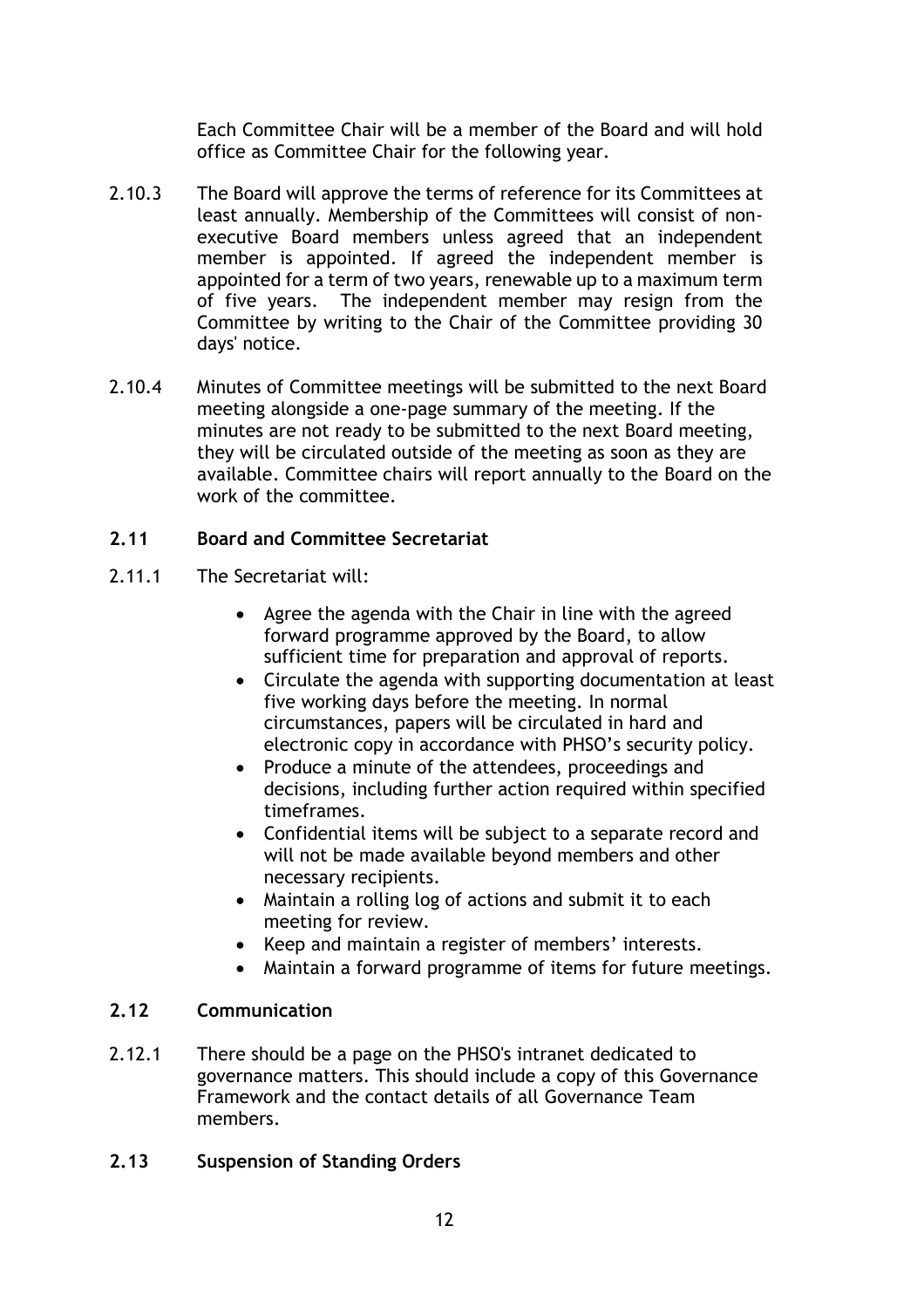Each Committee Chair will be a member of the Board and will hold office as Committee Chair for the following year.

2.10.3 The Board will approve the terms of reference for its Committees at least annually. Membership of the Committees will consist of non-executive Board members unless agreed that an independent member is appointed. If agreed the independent member is appointed for a term of two years, renewable up to a maximum term of five years. The independent member may resign from the Committee by writing to the Chair of the Committee providing 30 days' notice.

2.10.4 Minutes of Committee meetings will be submitted to the next Board meeting alongside a one-page summary of the meeting. If the minutes are not ready to be submitted to the next Board meeting, they will be circulated outside of the meeting as soon as they are available. Committee chairs will report annually to the Board on the work of the committee.

### 2.11 Board and Committee Secretariat

2.11.1 The Secretariat will:

- Agree the agenda with the Chair in line with the agreed forward programme approved by the Board, to allow sufficient time for preparation and approval of reports.
- Circulate the agenda with supporting documentation at least five working days before the meeting. In normal circumstances, papers will be circulated in hard and electronic copy in accordance with PHSO's security policy.
- Produce a minute of the attendees, proceedings and decisions, including further action required within specified timeframes.
- Confidential items will be subject to a separate record and will not be made available beyond members and other necessary recipients.
- Maintain a rolling log of actions and submit it to each meeting for review.
- Keep and maintain a register of members' interests.
- Maintain a forward programme of items for future meetings.

### 2.12 Communication

2.12.1 There should be a page on the PHSO's intranet dedicated to governance matters. This should include a copy of this Governance Framework and the contact details of all Governance Team members.

### 2.13 Suspension of Standing Orders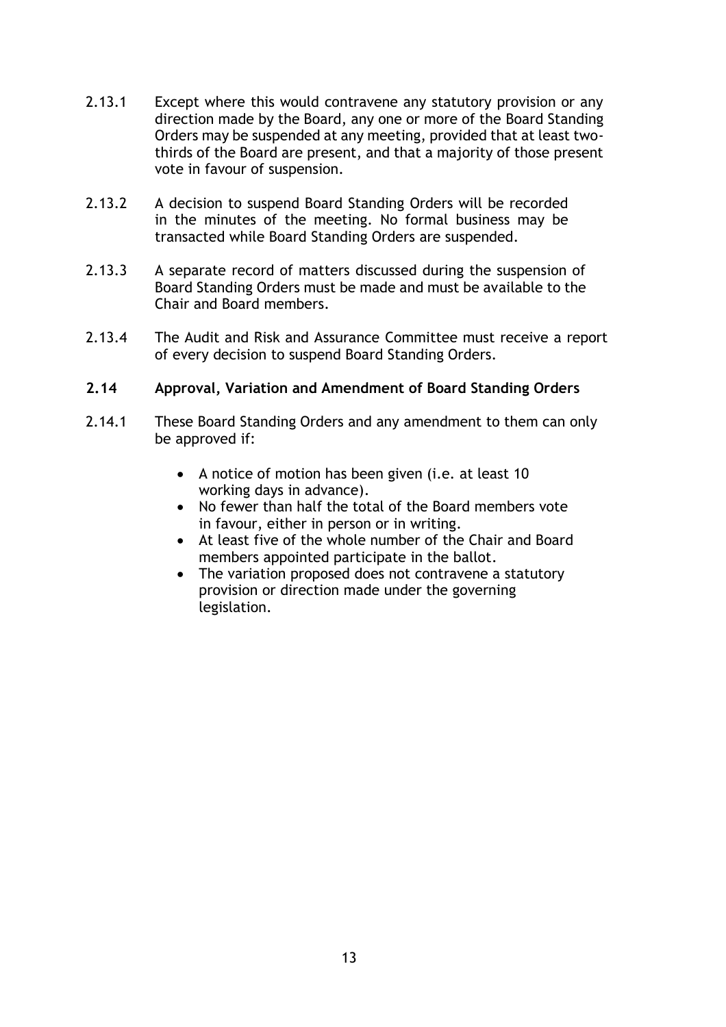2.13.1 Except where this would contravene any statutory provision or any direction made by the Board, any one or more of the Board Standing Orders may be suspended at any meeting, provided that at least two-thirds of the Board are present, and that a majority of those present vote in favour of suspension.

2.13.2 A decision to suspend Board Standing Orders will be recorded in the minutes of the meeting. No formal business may be transacted while Board Standing Orders are suspended.

2.13.3 A separate record of matters discussed during the suspension of Board Standing Orders must be made and must be available to the Chair and Board members.

2.13.4 The Audit and Risk and Assurance Committee must receive a report of every decision to suspend Board Standing Orders.

### 2.14 Approval, Variation and Amendment of Board Standing Orders

2.14.1 These Board Standing Orders and any amendment to them can only be approved if:

- A notice of motion has been given (i.e. at least 10 working days in advance).
- No fewer than half the total of the Board members vote in favour, either in person or in writing.
- At least five of the whole number of the Chair and Board members appointed participate in the ballot.
- The variation proposed does not contravene a statutory provision or direction made under the governing legislation.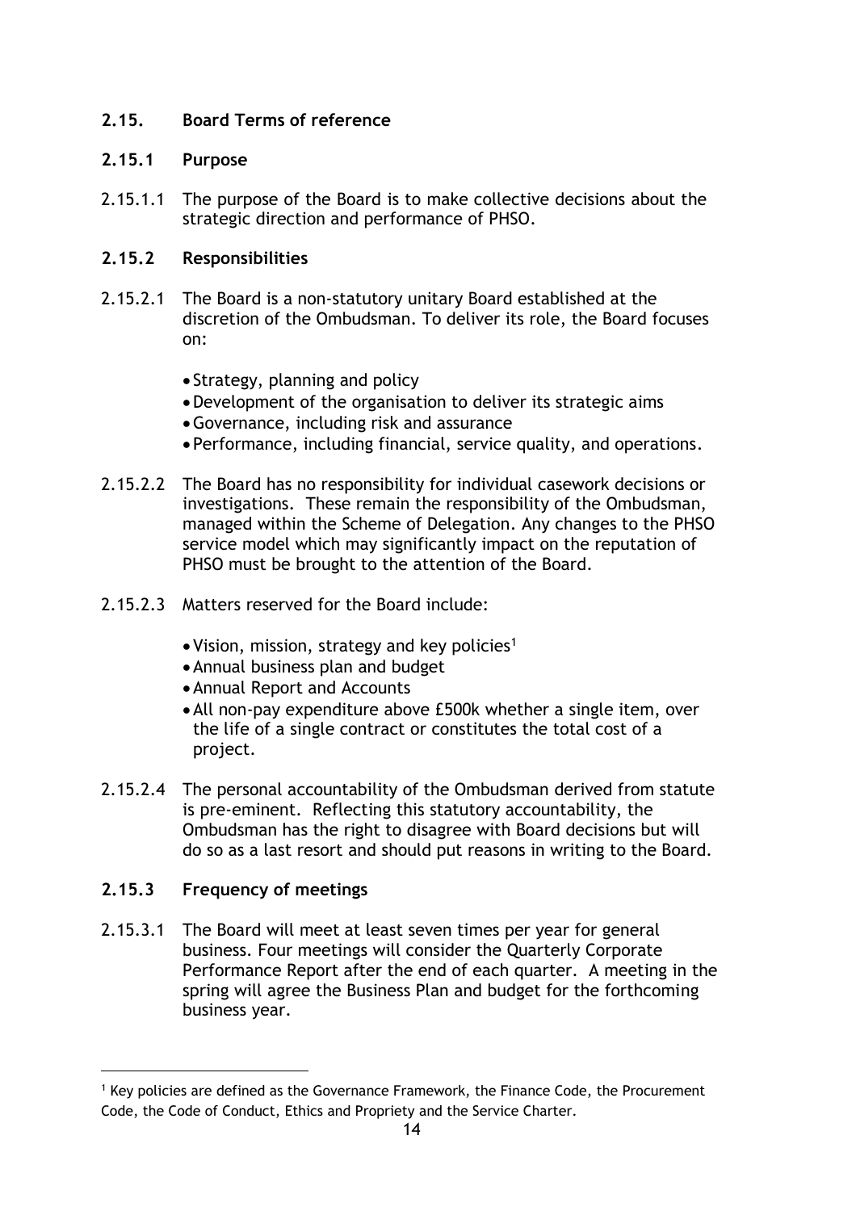## 2.15. Board Terms of reference

### 2.15.1 Purpose

2.15.1.1 The purpose of the Board is to make collective decisions about the strategic direction and performance of PHSO.

### 2.15.2 Responsibilities

2.15.2.1 The Board is a non-statutory unitary Board established at the discretion of the Ombudsman. To deliver its role, the Board focuses on:

- Strategy, planning and policy
- Development of the organisation to deliver its strategic aims
- Governance, including risk and assurance
- Performance, including financial, service quality, and operations.

2.15.2.2 The Board has no responsibility for individual casework decisions or investigations. These remain the responsibility of the Ombudsman, managed within the Scheme of Delegation. Any changes to the PHSO service model which may significantly impact on the reputation of PHSO must be brought to the attention of the Board.

2.15.2.3 Matters reserved for the Board include:

- Vision, mission, strategy and key policies[1]
- Annual business plan and budget
- Annual Report and Accounts
- All non-pay expenditure above £500k whether a single item, over the life of a single contract or constitutes the total cost of a project.

2.15.2.4 The personal accountability of the Ombudsman derived from statute is pre-eminent. Reflecting this statutory accountability, the Ombudsman has the right to disagree with Board decisions but will do so as a last resort and should put reasons in writing to the Board.

### 2.15.3 Frequency of meetings

2.15.3.1 The Board will meet at least seven times per year for general business. Four meetings will consider the Quarterly Corporate Performance Report after the end of each quarter. A meeting in the spring will agree the Business Plan and budget for the forthcoming business year.

---

[1] Key policies are defined as the Governance Framework, the Finance Code, the Procurement Code, the Code of Conduct, Ethics and Propriety and the Service Charter.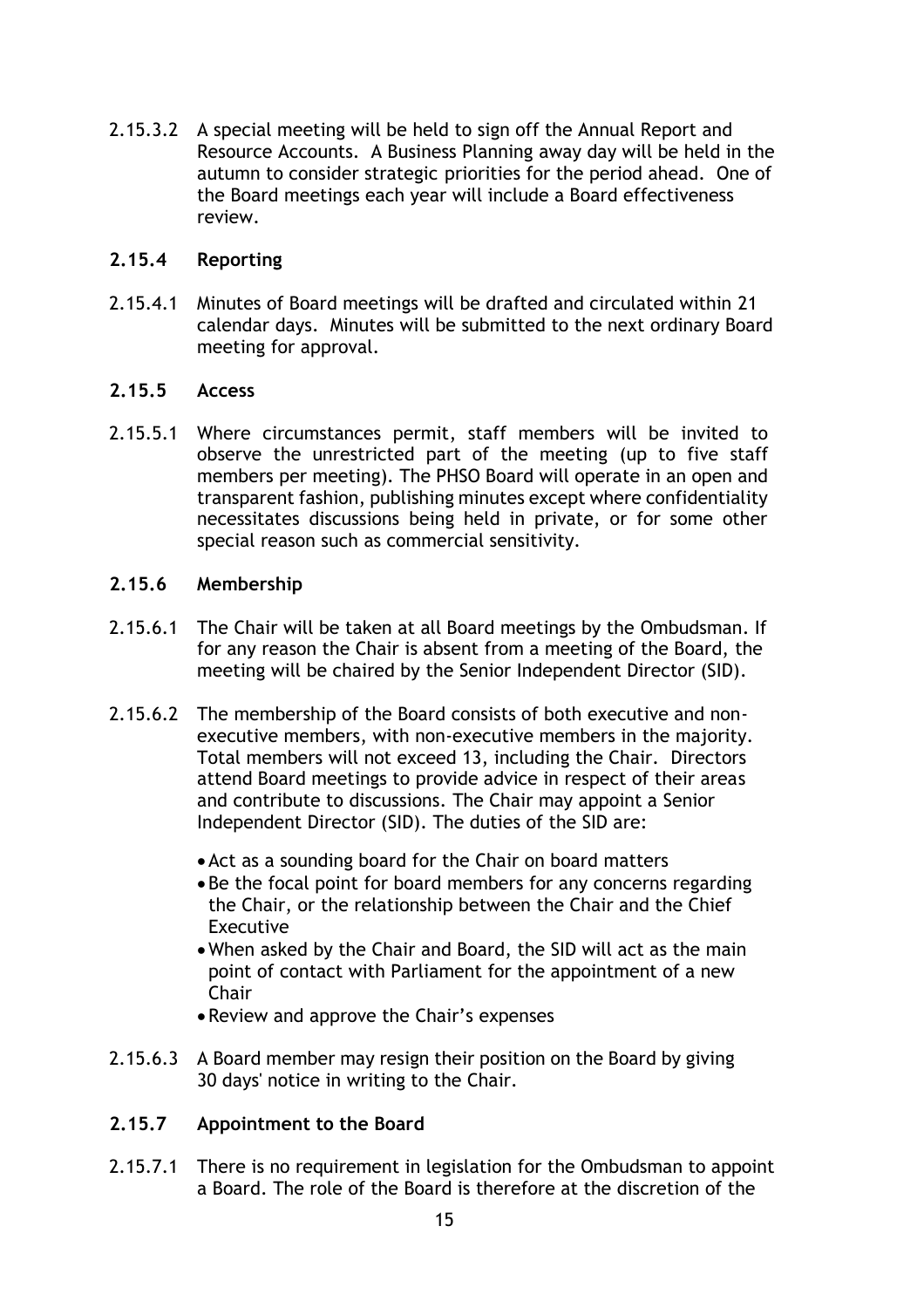2.15.3.2 A special meeting will be held to sign off the Annual Report and Resource Accounts. A Business Planning away day will be held in the autumn to consider strategic priorities for the period ahead. One of the Board meetings each year will include a Board effectiveness review.

### 2.15.4 Reporting

2.15.4.1 Minutes of Board meetings will be drafted and circulated within 21 calendar days. Minutes will be submitted to the next ordinary Board meeting for approval.

### 2.15.5 Access

2.15.5.1 Where circumstances permit, staff members will be invited to observe the unrestricted part of the meeting (up to five staff members per meeting). The PHSO Board will operate in an open and transparent fashion, publishing minutes except where confidentiality necessitates discussions being held in private, or for some other special reason such as commercial sensitivity.

### 2.15.6 Membership

2.15.6.1 The Chair will be taken at all Board meetings by the Ombudsman. If for any reason the Chair is absent from a meeting of the Board, the meeting will be chaired by the Senior Independent Director (SID).

2.15.6.2 The membership of the Board consists of both executive and non-executive members, with non-executive members in the majority. Total members will not exceed 13, including the Chair. Directors attend Board meetings to provide advice in respect of their areas and contribute to discussions. The Chair may appoint a Senior Independent Director (SID). The duties of the SID are:

- Act as a sounding board for the Chair on board matters
- Be the focal point for board members for any concerns regarding the Chair, or the relationship between the Chair and the Chief Executive
- When asked by the Chair and Board, the SID will act as the main point of contact with Parliament for the appointment of a new Chair
- Review and approve the Chair's expenses

2.15.6.3 A Board member may resign their position on the Board by giving 30 days' notice in writing to the Chair.

### 2.15.7 Appointment to the Board

2.15.7.1 There is no requirement in legislation for the Ombudsman to appoint a Board. The role of the Board is therefore at the discretion of the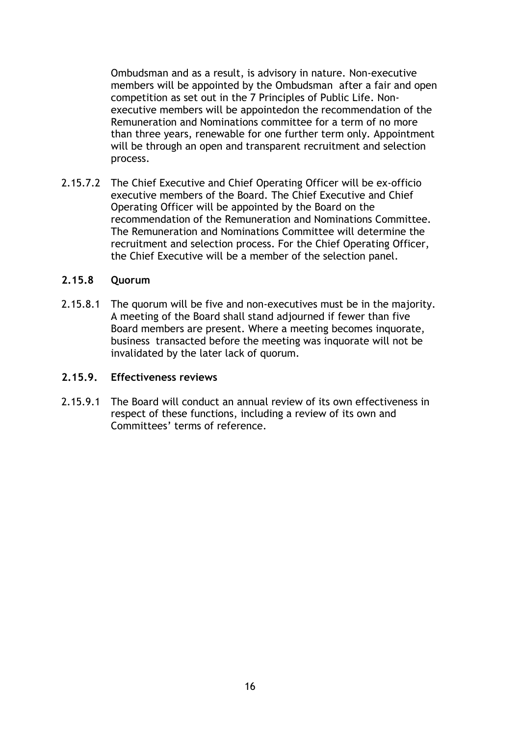Ombudsman and as a result, is advisory in nature. Non-executive members will be appointed by the Ombudsman  after a fair and open competition as set out in the 7 Principles of Public Life. Non-executive members will be appointedon the recommendation of the Remuneration and Nominations committee for a term of no more than three years, renewable for one further term only. Appointment will be through an open and transparent recruitment and selection process.

2.15.7.2 The Chief Executive and Chief Operating Officer will be ex-officio executive members of the Board. The Chief Executive and Chief Operating Officer will be appointed by the Board on the recommendation of the Remuneration and Nominations Committee. The Remuneration and Nominations Committee will determine the recruitment and selection process. For the Chief Operating Officer, the Chief Executive will be a member of the selection panel.

### 2.15.8 Quorum

2.15.8.1 The quorum will be five and non-executives must be in the majority. A meeting of the Board shall stand adjourned if fewer than five Board members are present. Where a meeting becomes inquorate, business  transacted before the meeting was inquorate will not be invalidated by the later lack of quorum.

### 2.15.9. Effectiveness reviews

2.15.9.1 The Board will conduct an annual review of its own effectiveness in respect of these functions, including a review of its own and Committees' terms of reference.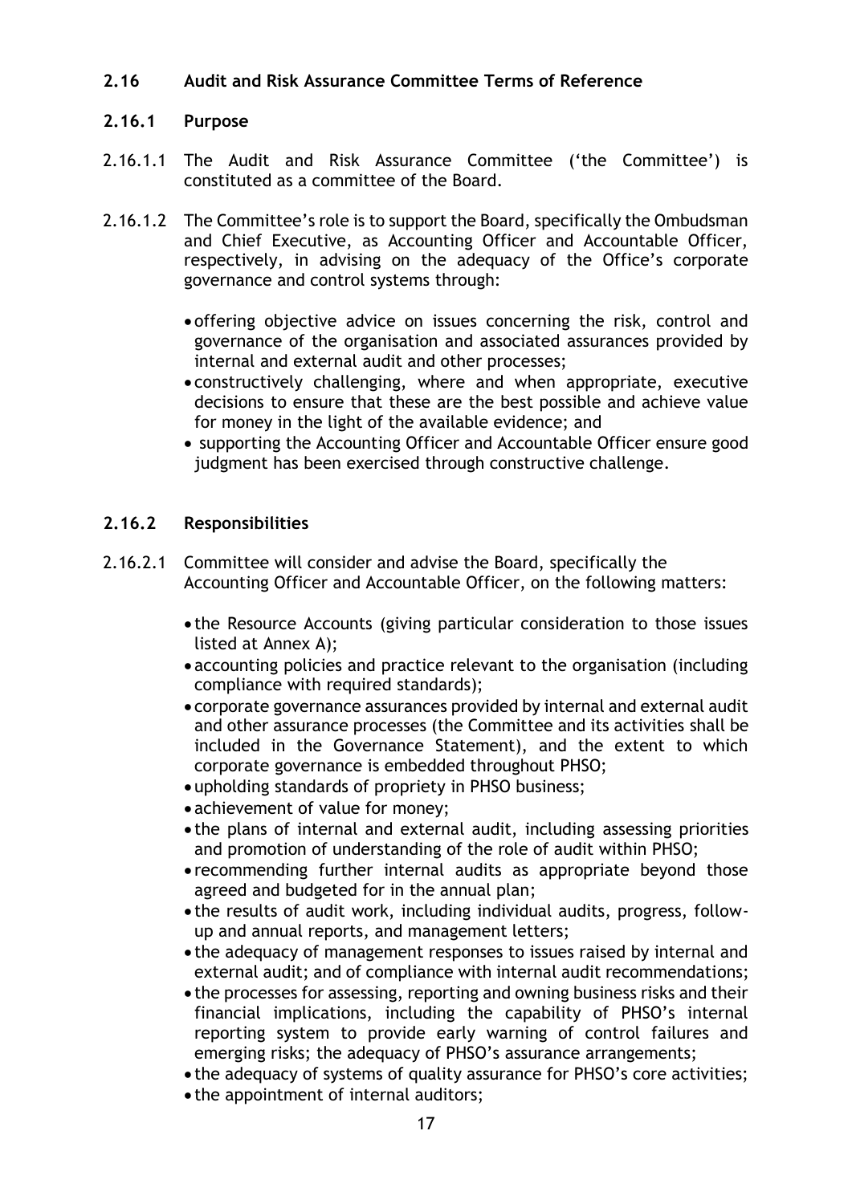## 2.16 Audit and Risk Assurance Committee Terms of Reference

### 2.16.1 Purpose

2.16.1.1 The Audit and Risk Assurance Committee ('the Committee') is constituted as a committee of the Board.

2.16.1.2 The Committee's role is to support the Board, specifically the Ombudsman and Chief Executive, as Accounting Officer and Accountable Officer, respectively, in advising on the adequacy of the Office's corporate governance and control systems through:

- offering objective advice on issues concerning the risk, control and governance of the organisation and associated assurances provided by internal and external audit and other processes;
- constructively challenging, where and when appropriate, executive decisions to ensure that these are the best possible and achieve value for money in the light of the available evidence; and
- supporting the Accounting Officer and Accountable Officer ensure good judgment has been exercised through constructive challenge.

### 2.16.2 Responsibilities

2.16.2.1 Committee will consider and advise the Board, specifically the Accounting Officer and Accountable Officer, on the following matters:

- the Resource Accounts (giving particular consideration to those issues listed at Annex A);
- accounting policies and practice relevant to the organisation (including compliance with required standards);
- corporate governance assurances provided by internal and external audit and other assurance processes (the Committee and its activities shall be included in the Governance Statement), and the extent to which corporate governance is embedded throughout PHSO;
- upholding standards of propriety in PHSO business;
- achievement of value for money;
- the plans of internal and external audit, including assessing priorities and promotion of understanding of the role of audit within PHSO;
- recommending further internal audits as appropriate beyond those agreed and budgeted for in the annual plan;
- the results of audit work, including individual audits, progress, follow-up and annual reports, and management letters;
- the adequacy of management responses to issues raised by internal and external audit; and of compliance with internal audit recommendations;
- the processes for assessing, reporting and owning business risks and their financial implications, including the capability of PHSO's internal reporting system to provide early warning of control failures and emerging risks; the adequacy of PHSO's assurance arrangements;
- the adequacy of systems of quality assurance for PHSO's core activities;
- the appointment of internal auditors;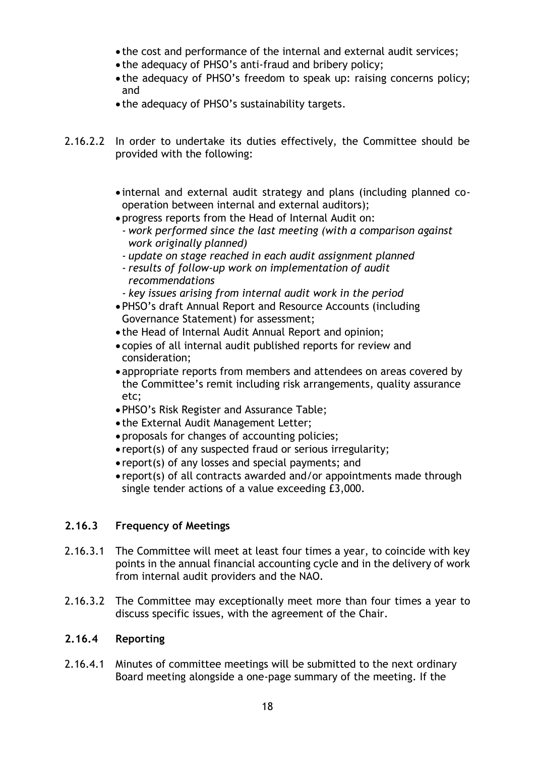- the cost and performance of the internal and external audit services;
- the adequacy of PHSO's anti-fraud and bribery policy;
- the adequacy of PHSO's freedom to speak up: raising concerns policy; and
- the adequacy of PHSO's sustainability targets.

2.16.2.2 In order to undertake its duties effectively, the Committee should be provided with the following:

- internal and external audit strategy and plans (including planned co-operation between internal and external auditors);
- progress reports from the Head of Internal Audit on:
  - *work performed since the last meeting (with a comparison against work originally planned)*
  - *update on stage reached in each audit assignment planned*
  - *results of follow-up work on implementation of audit recommendations*
  - *key issues arising from internal audit work in the period*
- PHSO's draft Annual Report and Resource Accounts (including Governance Statement) for assessment;
- the Head of Internal Audit Annual Report and opinion;
- copies of all internal audit published reports for review and consideration;
- appropriate reports from members and attendees on areas covered by the Committee's remit including risk arrangements, quality assurance etc;
- PHSO's Risk Register and Assurance Table;
- the External Audit Management Letter;
- proposals for changes of accounting policies;
- report(s) of any suspected fraud or serious irregularity;
- report(s) of any losses and special payments; and
- report(s) of all contracts awarded and/or appointments made through single tender actions of a value exceeding £3,000.

### 2.16.3 Frequency of Meetings

2.16.3.1 The Committee will meet at least four times a year, to coincide with key points in the annual financial accounting cycle and in the delivery of work from internal audit providers and the NAO.

2.16.3.2 The Committee may exceptionally meet more than four times a year to discuss specific issues, with the agreement of the Chair.

### 2.16.4 Reporting

2.16.4.1 Minutes of committee meetings will be submitted to the next ordinary Board meeting alongside a one-page summary of the meeting. If the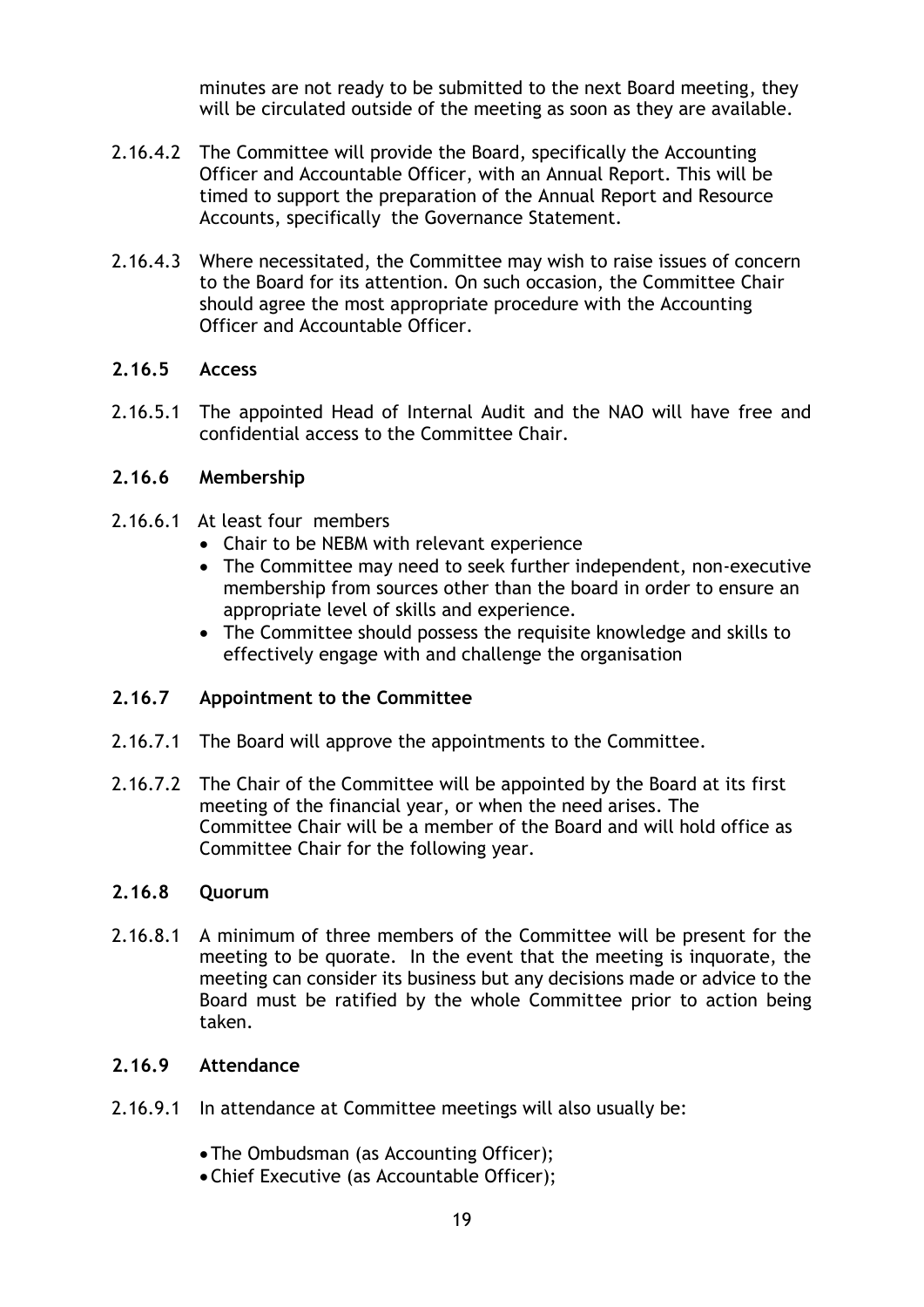minutes are not ready to be submitted to the next Board meeting, they will be circulated outside of the meeting as soon as they are available.

2.16.4.2 The Committee will provide the Board, specifically the Accounting Officer and Accountable Officer, with an Annual Report. This will be timed to support the preparation of the Annual Report and Resource Accounts, specifically the Governance Statement.

2.16.4.3 Where necessitated, the Committee may wish to raise issues of concern to the Board for its attention. On such occasion, the Committee Chair should agree the most appropriate procedure with the Accounting Officer and Accountable Officer.

**2.16.5 Access**

2.16.5.1 The appointed Head of Internal Audit and the NAO will have free and confidential access to the Committee Chair.

**2.16.6 Membership**

2.16.6.1 At least four members

- Chair to be NEBM with relevant experience
- The Committee may need to seek further independent, non-executive membership from sources other than the board in order to ensure an appropriate level of skills and experience.
- The Committee should possess the requisite knowledge and skills to effectively engage with and challenge the organisation

**2.16.7 Appointment to the Committee**

2.16.7.1 The Board will approve the appointments to the Committee.

2.16.7.2 The Chair of the Committee will be appointed by the Board at its first meeting of the financial year, or when the need arises. The Committee Chair will be a member of the Board and will hold office as Committee Chair for the following year.

**2.16.8 Quorum**

2.16.8.1 A minimum of three members of the Committee will be present for the meeting to be quorate. In the event that the meeting is inquorate, the meeting can consider its business but any decisions made or advice to the Board must be ratified by the whole Committee prior to action being taken.

**2.16.9 Attendance**

2.16.9.1 In attendance at Committee meetings will also usually be:

- The Ombudsman (as Accounting Officer);
- Chief Executive (as Accountable Officer);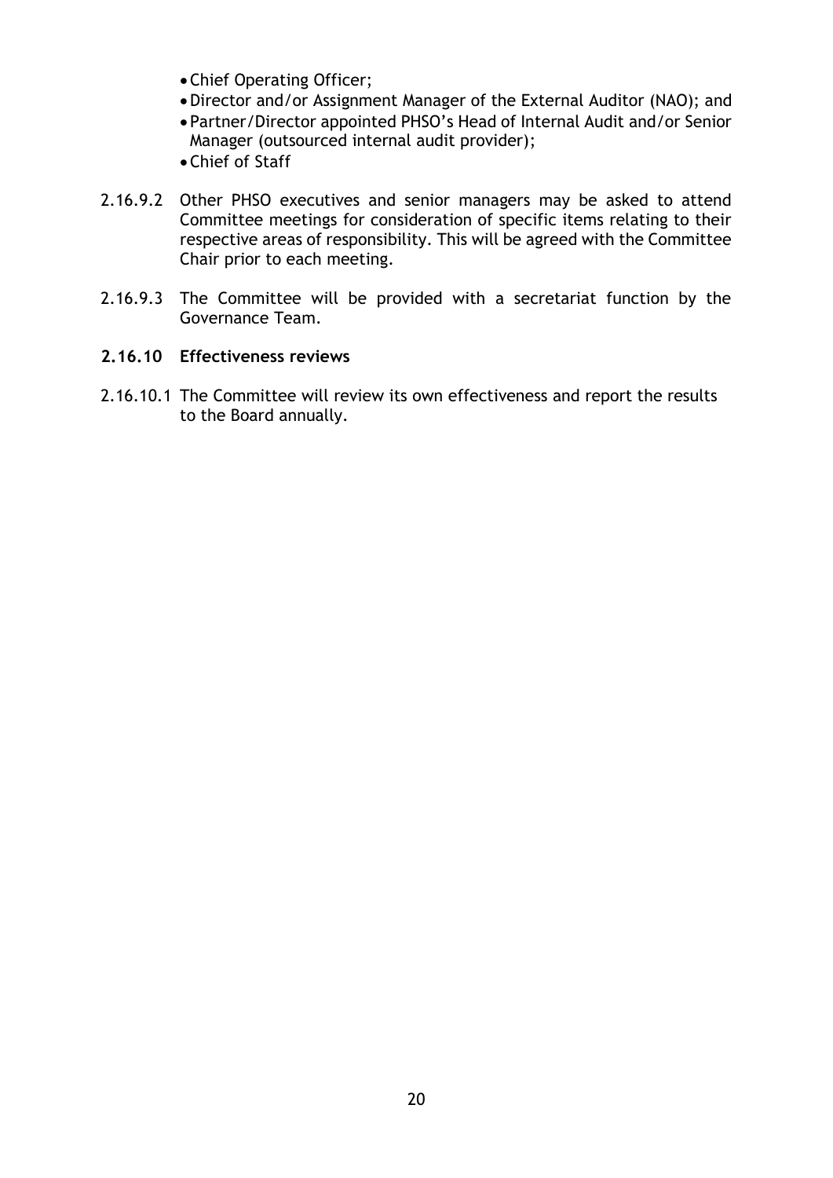- Chief Operating Officer;
- Director and/or Assignment Manager of the External Auditor (NAO); and
- Partner/Director appointed PHSO's Head of Internal Audit and/or Senior Manager (outsourced internal audit provider);
- Chief of Staff

2.16.9.2 Other PHSO executives and senior managers may be asked to attend Committee meetings for consideration of specific items relating to their respective areas of responsibility. This will be agreed with the Committee Chair prior to each meeting.

2.16.9.3 The Committee will be provided with a secretariat function by the Governance Team.

### 2.16.10 Effectiveness reviews

2.16.10.1 The Committee will review its own effectiveness and report the results to the Board annually.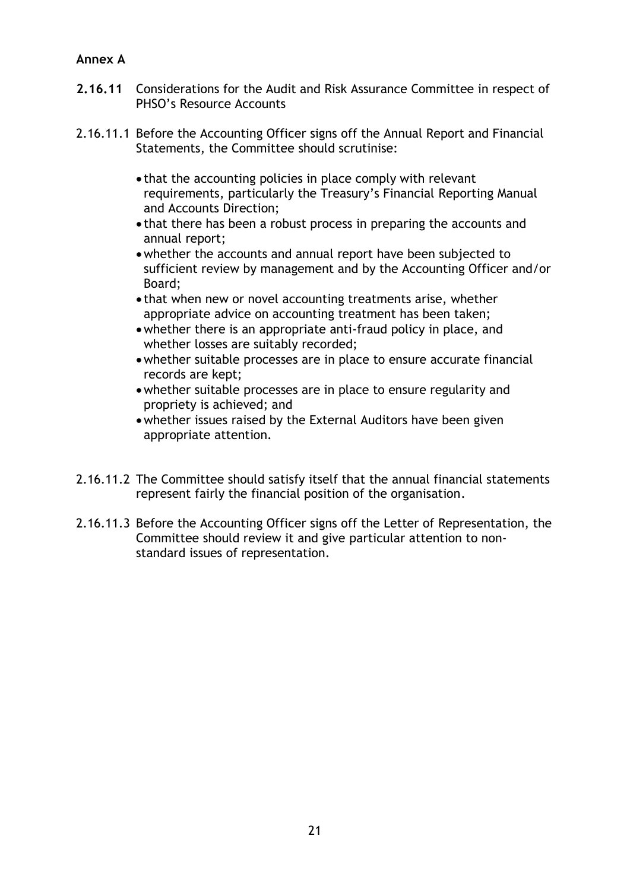**Annex A**

**2.16.11** Considerations for the Audit and Risk Assurance Committee in respect of PHSO's Resource Accounts

2.16.11.1 Before the Accounting Officer signs off the Annual Report and Financial Statements, the Committee should scrutinise:

- that the accounting policies in place comply with relevant requirements, particularly the Treasury's Financial Reporting Manual and Accounts Direction;
- that there has been a robust process in preparing the accounts and annual report;
- whether the accounts and annual report have been subjected to sufficient review by management and by the Accounting Officer and/or Board;
- that when new or novel accounting treatments arise, whether appropriate advice on accounting treatment has been taken;
- whether there is an appropriate anti-fraud policy in place, and whether losses are suitably recorded;
- whether suitable processes are in place to ensure accurate financial records are kept;
- whether suitable processes are in place to ensure regularity and propriety is achieved; and
- whether issues raised by the External Auditors have been given appropriate attention.

2.16.11.2 The Committee should satisfy itself that the annual financial statements represent fairly the financial position of the organisation.

2.16.11.3 Before the Accounting Officer signs off the Letter of Representation, the Committee should review it and give particular attention to non-standard issues of representation.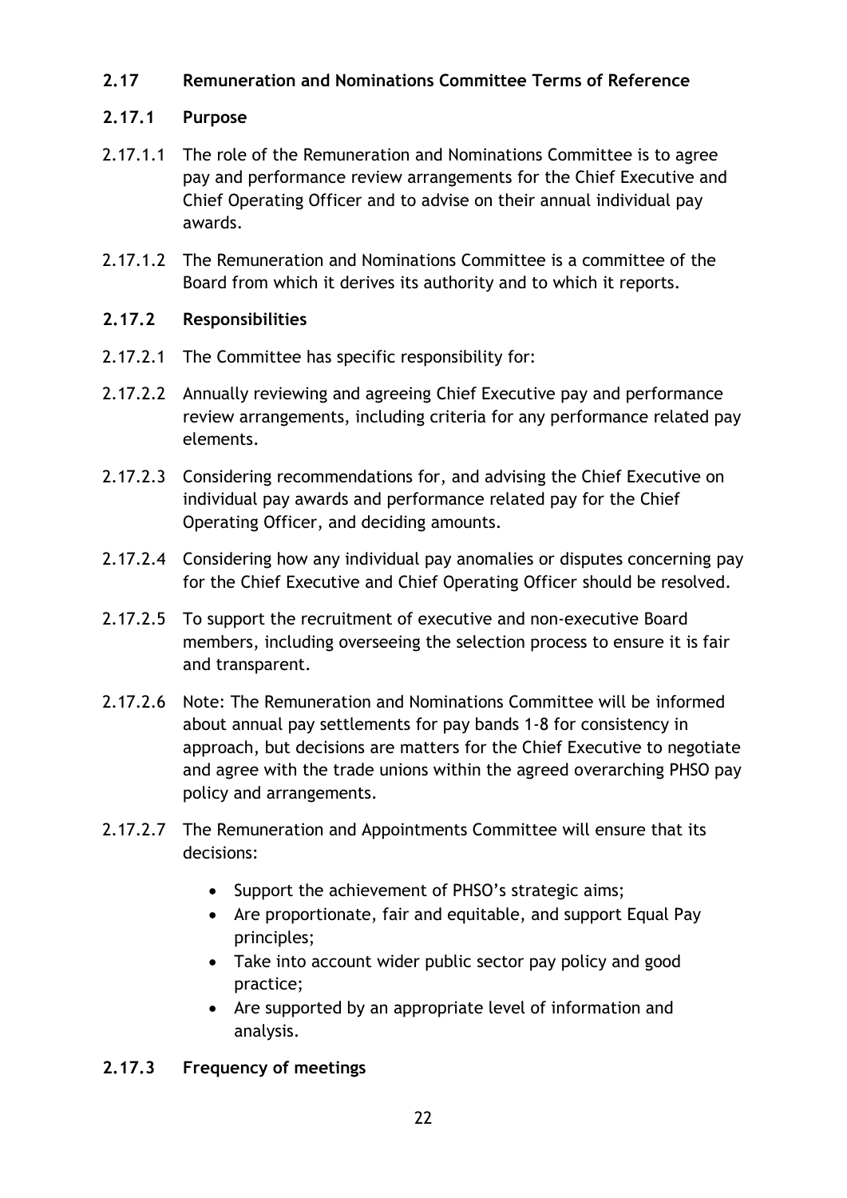## 2.17 Remuneration and Nominations Committee Terms of Reference

### 2.17.1 Purpose

2.17.1.1 The role of the Remuneration and Nominations Committee is to agree pay and performance review arrangements for the Chief Executive and Chief Operating Officer and to advise on their annual individual pay awards.

2.17.1.2 The Remuneration and Nominations Committee is a committee of the Board from which it derives its authority and to which it reports.

### 2.17.2 Responsibilities

2.17.2.1 The Committee has specific responsibility for:

2.17.2.2 Annually reviewing and agreeing Chief Executive pay and performance review arrangements, including criteria for any performance related pay elements.

2.17.2.3 Considering recommendations for, and advising the Chief Executive on individual pay awards and performance related pay for the Chief Operating Officer, and deciding amounts.

2.17.2.4 Considering how any individual pay anomalies or disputes concerning pay for the Chief Executive and Chief Operating Officer should be resolved.

2.17.2.5 To support the recruitment of executive and non-executive Board members, including overseeing the selection process to ensure it is fair and transparent.

2.17.2.6 Note: The Remuneration and Nominations Committee will be informed about annual pay settlements for pay bands 1-8 for consistency in approach, but decisions are matters for the Chief Executive to negotiate and agree with the trade unions within the agreed overarching PHSO pay policy and arrangements.

2.17.2.7 The Remuneration and Appointments Committee will ensure that its decisions:

- Support the achievement of PHSO's strategic aims;
- Are proportionate, fair and equitable, and support Equal Pay principles;
- Take into account wider public sector pay policy and good practice;
- Are supported by an appropriate level of information and analysis.

### 2.17.3 Frequency of meetings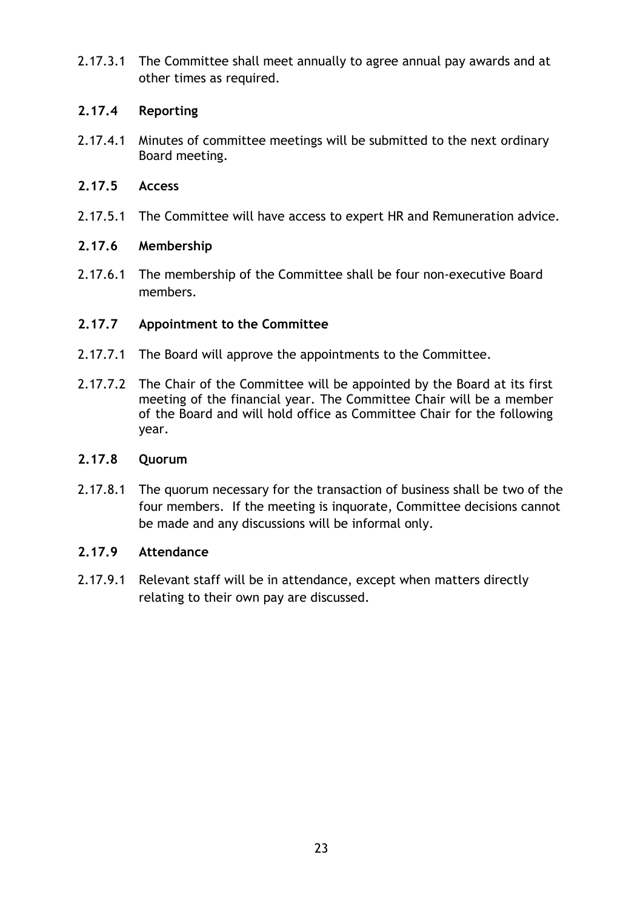2.17.3.1 The Committee shall meet annually to agree annual pay awards and at other times as required.

### 2.17.4 Reporting

2.17.4.1 Minutes of committee meetings will be submitted to the next ordinary Board meeting.

### 2.17.5 Access

2.17.5.1 The Committee will have access to expert HR and Remuneration advice.

### 2.17.6 Membership

2.17.6.1 The membership of the Committee shall be four non-executive Board members.

### 2.17.7 Appointment to the Committee

2.17.7.1 The Board will approve the appointments to the Committee.

2.17.7.2 The Chair of the Committee will be appointed by the Board at its first meeting of the financial year. The Committee Chair will be a member of the Board and will hold office as Committee Chair for the following year.

### 2.17.8 Quorum

2.17.8.1 The quorum necessary for the transaction of business shall be two of the four members. If the meeting is inquorate, Committee decisions cannot be made and any discussions will be informal only.

### 2.17.9 Attendance

2.17.9.1 Relevant staff will be in attendance, except when matters directly relating to their own pay are discussed.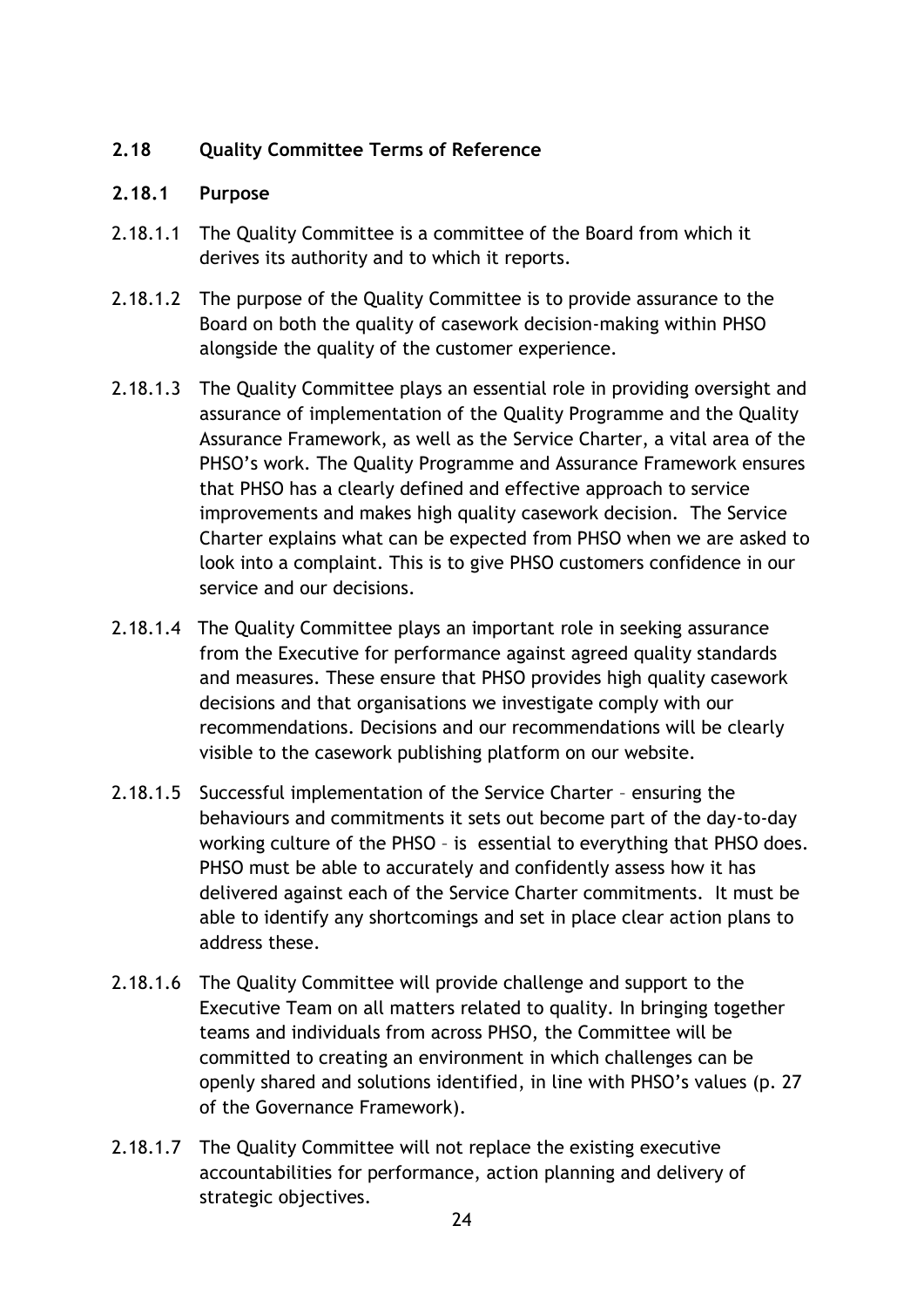## 2.18 Quality Committee Terms of Reference

### 2.18.1 Purpose

2.18.1.1 The Quality Committee is a committee of the Board from which it derives its authority and to which it reports.

2.18.1.2 The purpose of the Quality Committee is to provide assurance to the Board on both the quality of casework decision-making within PHSO alongside the quality of the customer experience.

2.18.1.3 The Quality Committee plays an essential role in providing oversight and assurance of implementation of the Quality Programme and the Quality Assurance Framework, as well as the Service Charter, a vital area of the PHSO's work. The Quality Programme and Assurance Framework ensures that PHSO has a clearly defined and effective approach to service improvements and makes high quality casework decision. The Service Charter explains what can be expected from PHSO when we are asked to look into a complaint. This is to give PHSO customers confidence in our service and our decisions.

2.18.1.4 The Quality Committee plays an important role in seeking assurance from the Executive for performance against agreed quality standards and measures. These ensure that PHSO provides high quality casework decisions and that organisations we investigate comply with our recommendations. Decisions and our recommendations will be clearly visible to the casework publishing platform on our website.

2.18.1.5 Successful implementation of the Service Charter – ensuring the behaviours and commitments it sets out become part of the day-to-day working culture of the PHSO – is essential to everything that PHSO does. PHSO must be able to accurately and confidently assess how it has delivered against each of the Service Charter commitments. It must be able to identify any shortcomings and set in place clear action plans to address these.

2.18.1.6 The Quality Committee will provide challenge and support to the Executive Team on all matters related to quality. In bringing together teams and individuals from across PHSO, the Committee will be committed to creating an environment in which challenges can be openly shared and solutions identified, in line with PHSO's values (p. 27 of the Governance Framework).

2.18.1.7 The Quality Committee will not replace the existing executive accountabilities for performance, action planning and delivery of strategic objectives.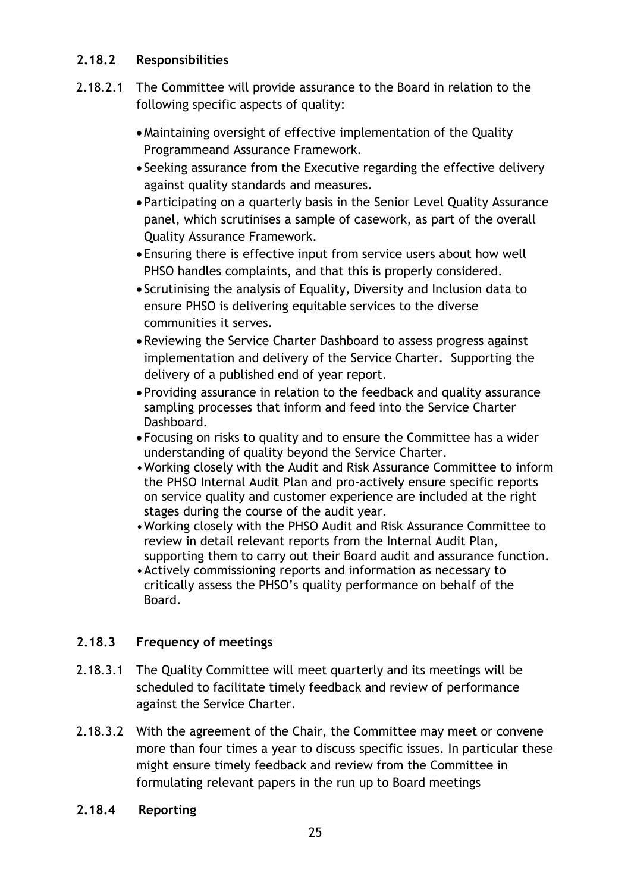### 2.18.2 Responsibilities

2.18.2.1 The Committee will provide assurance to the Board in relation to the following specific aspects of quality:

- Maintaining oversight of effective implementation of the Quality Programmeand Assurance Framework.
- Seeking assurance from the Executive regarding the effective delivery against quality standards and measures.
- Participating on a quarterly basis in the Senior Level Quality Assurance panel, which scrutinises a sample of casework, as part of the overall Quality Assurance Framework.
- Ensuring there is effective input from service users about how well PHSO handles complaints, and that this is properly considered.
- Scrutinising the analysis of Equality, Diversity and Inclusion data to ensure PHSO is delivering equitable services to the diverse communities it serves.
- Reviewing the Service Charter Dashboard to assess progress against implementation and delivery of the Service Charter. Supporting the delivery of a published end of year report.
- Providing assurance in relation to the feedback and quality assurance sampling processes that inform and feed into the Service Charter Dashboard.
- Focusing on risks to quality and to ensure the Committee has a wider understanding of quality beyond the Service Charter.
- Working closely with the Audit and Risk Assurance Committee to inform the PHSO Internal Audit Plan and pro-actively ensure specific reports on service quality and customer experience are included at the right stages during the course of the audit year.
- Working closely with the PHSO Audit and Risk Assurance Committee to review in detail relevant reports from the Internal Audit Plan, supporting them to carry out their Board audit and assurance function.
- Actively commissioning reports and information as necessary to critically assess the PHSO's quality performance on behalf of the Board.

### 2.18.3 Frequency of meetings

2.18.3.1 The Quality Committee will meet quarterly and its meetings will be scheduled to facilitate timely feedback and review of performance against the Service Charter.

2.18.3.2 With the agreement of the Chair, the Committee may meet or convene more than four times a year to discuss specific issues. In particular these might ensure timely feedback and review from the Committee in formulating relevant papers in the run up to Board meetings

### 2.18.4 Reporting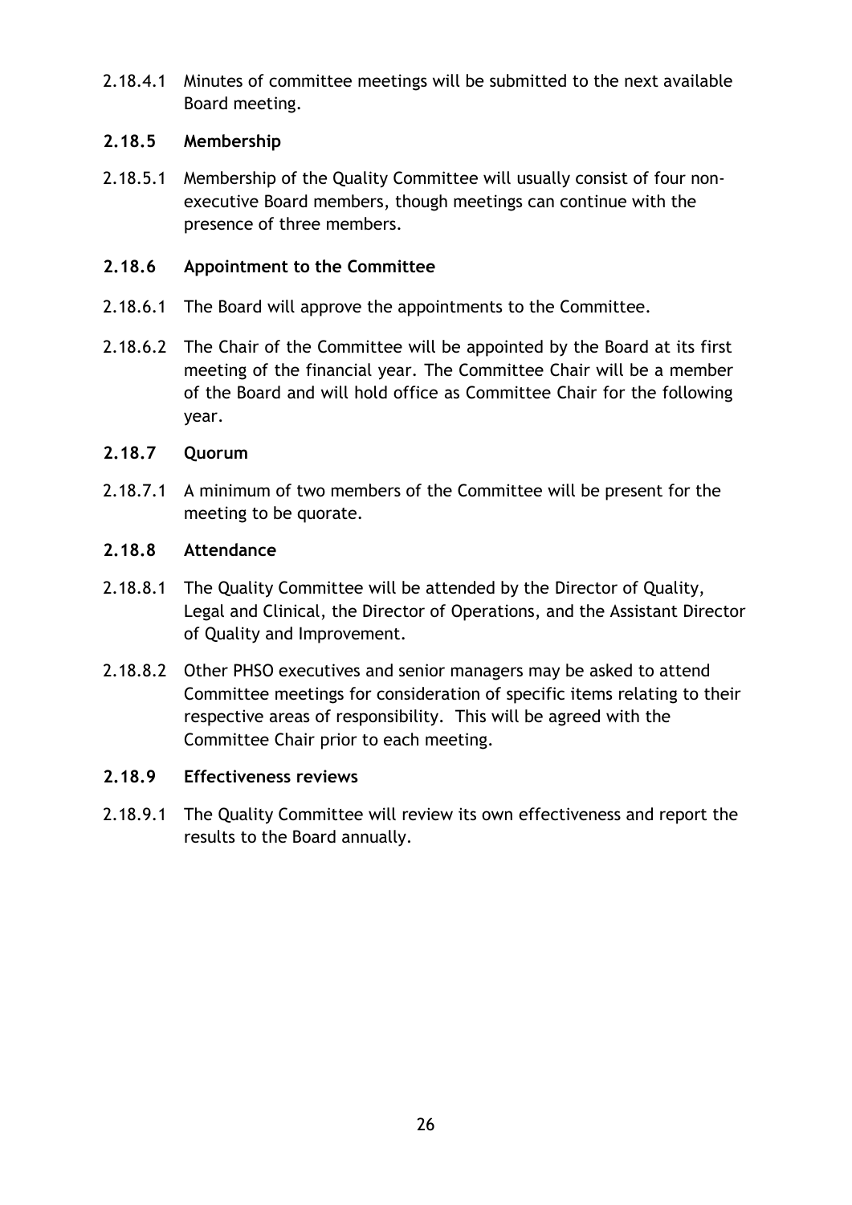2.18.4.1 Minutes of committee meetings will be submitted to the next available Board meeting.

### 2.18.5 Membership

2.18.5.1 Membership of the Quality Committee will usually consist of four non-executive Board members, though meetings can continue with the presence of three members.

### 2.18.6 Appointment to the Committee

2.18.6.1 The Board will approve the appointments to the Committee.

2.18.6.2 The Chair of the Committee will be appointed by the Board at its first meeting of the financial year. The Committee Chair will be a member of the Board and will hold office as Committee Chair for the following year.

### 2.18.7 Quorum

2.18.7.1 A minimum of two members of the Committee will be present for the meeting to be quorate.

### 2.18.8 Attendance

2.18.8.1 The Quality Committee will be attended by the Director of Quality, Legal and Clinical, the Director of Operations, and the Assistant Director of Quality and Improvement.

2.18.8.2 Other PHSO executives and senior managers may be asked to attend Committee meetings for consideration of specific items relating to their respective areas of responsibility. This will be agreed with the Committee Chair prior to each meeting.

### 2.18.9 Effectiveness reviews

2.18.9.1 The Quality Committee will review its own effectiveness and report the results to the Board annually.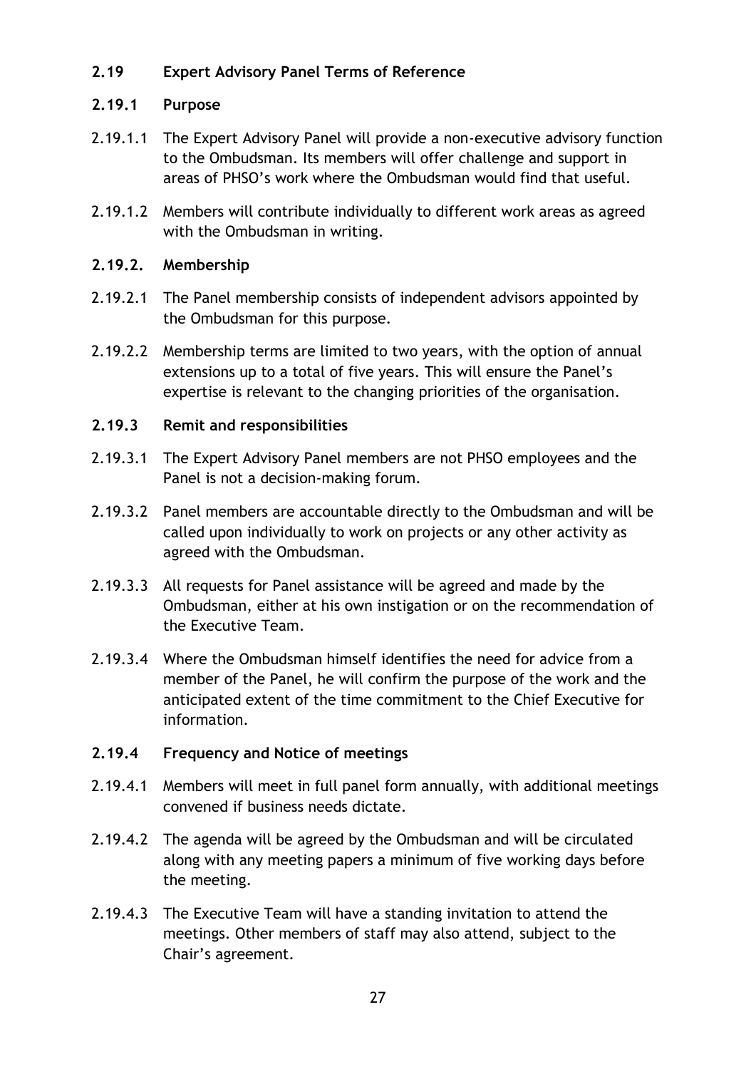## 2.19 Expert Advisory Panel Terms of Reference

### 2.19.1 Purpose

2.19.1.1 The Expert Advisory Panel will provide a non-executive advisory function to the Ombudsman. Its members will offer challenge and support in areas of PHSO's work where the Ombudsman would find that useful.

2.19.1.2 Members will contribute individually to different work areas as agreed with the Ombudsman in writing.

### 2.19.2. Membership

2.19.2.1 The Panel membership consists of independent advisors appointed by the Ombudsman for this purpose.

2.19.2.2 Membership terms are limited to two years, with the option of annual extensions up to a total of five years. This will ensure the Panel's expertise is relevant to the changing priorities of the organisation.

### 2.19.3 Remit and responsibilities

2.19.3.1 The Expert Advisory Panel members are not PHSO employees and the Panel is not a decision-making forum.

2.19.3.2 Panel members are accountable directly to the Ombudsman and will be called upon individually to work on projects or any other activity as agreed with the Ombudsman.

2.19.3.3 All requests for Panel assistance will be agreed and made by the Ombudsman, either at his own instigation or on the recommendation of the Executive Team.

2.19.3.4 Where the Ombudsman himself identifies the need for advice from a member of the Panel, he will confirm the purpose of the work and the anticipated extent of the time commitment to the Chief Executive for information.

### 2.19.4 Frequency and Notice of meetings

2.19.4.1 Members will meet in full panel form annually, with additional meetings convened if business needs dictate.

2.19.4.2 The agenda will be agreed by the Ombudsman and will be circulated along with any meeting papers a minimum of five working days before the meeting.

2.19.4.3 The Executive Team will have a standing invitation to attend the meetings. Other members of staff may also attend, subject to the Chair's agreement.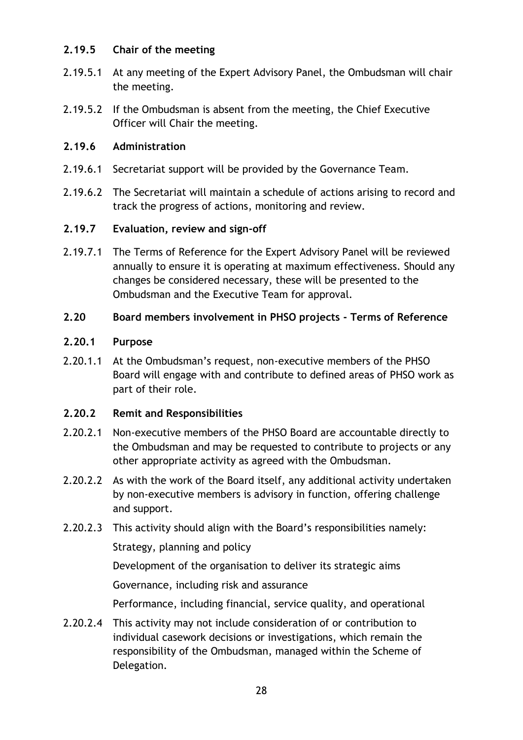### 2.19.5 Chair of the meeting

2.19.5.1 At any meeting of the Expert Advisory Panel, the Ombudsman will chair the meeting.

2.19.5.2 If the Ombudsman is absent from the meeting, the Chief Executive Officer will Chair the meeting.

### 2.19.6 Administration

2.19.6.1 Secretariat support will be provided by the Governance Team.

2.19.6.2 The Secretariat will maintain a schedule of actions arising to record and track the progress of actions, monitoring and review.

### 2.19.7 Evaluation, review and sign-off

2.19.7.1 The Terms of Reference for the Expert Advisory Panel will be reviewed annually to ensure it is operating at maximum effectiveness. Should any changes be considered necessary, these will be presented to the Ombudsman and the Executive Team for approval.

## 2.20 Board members involvement in PHSO projects - Terms of Reference

### 2.20.1 Purpose

2.20.1.1 At the Ombudsman's request, non-executive members of the PHSO Board will engage with and contribute to defined areas of PHSO work as part of their role.

### 2.20.2 Remit and Responsibilities

2.20.2.1 Non-executive members of the PHSO Board are accountable directly to the Ombudsman and may be requested to contribute to projects or any other appropriate activity as agreed with the Ombudsman.

2.20.2.2 As with the work of the Board itself, any additional activity undertaken by non-executive members is advisory in function, offering challenge and support.

2.20.2.3 This activity should align with the Board's responsibilities namely:

Strategy, planning and policy

Development of the organisation to deliver its strategic aims

Governance, including risk and assurance

Performance, including financial, service quality, and operational

2.20.2.4 This activity may not include consideration of or contribution to individual casework decisions or investigations, which remain the responsibility of the Ombudsman, managed within the Scheme of Delegation.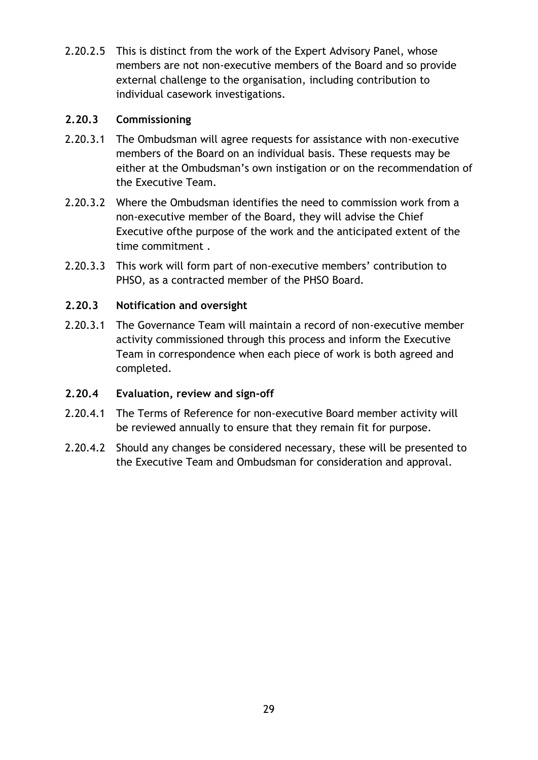2.20.2.5 This is distinct from the work of the Expert Advisory Panel, whose members are not non-executive members of the Board and so provide external challenge to the organisation, including contribution to individual casework investigations.

### 2.20.3 Commissioning

2.20.3.1 The Ombudsman will agree requests for assistance with non-executive members of the Board on an individual basis. These requests may be either at the Ombudsman's own instigation or on the recommendation of the Executive Team.

2.20.3.2 Where the Ombudsman identifies the need to commission work from a non-executive member of the Board, they will advise the Chief Executive ofthe purpose of the work and the anticipated extent of the time commitment .

2.20.3.3 This work will form part of non-executive members' contribution to PHSO, as a contracted member of the PHSO Board.

### 2.20.3 Notification and oversight

2.20.3.1 The Governance Team will maintain a record of non-executive member activity commissioned through this process and inform the Executive Team in correspondence when each piece of work is both agreed and completed.

### 2.20.4 Evaluation, review and sign-off

2.20.4.1 The Terms of Reference for non-executive Board member activity will be reviewed annually to ensure that they remain fit for purpose.

2.20.4.2 Should any changes be considered necessary, these will be presented to the Executive Team and Ombudsman for consideration and approval.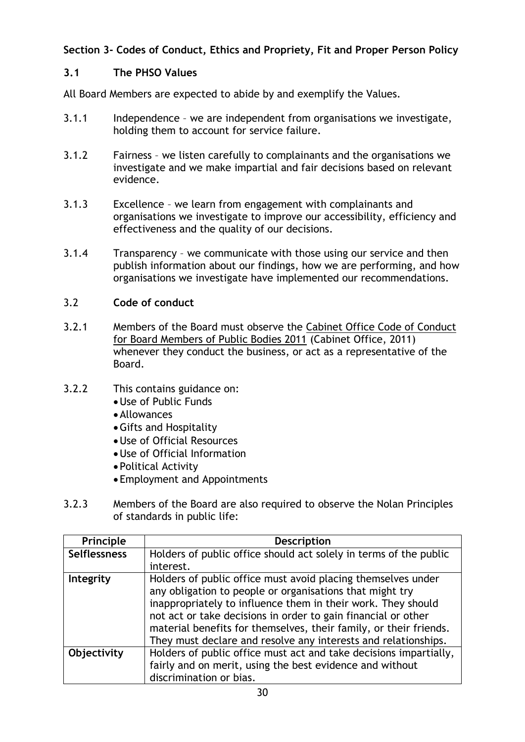## Section 3- Codes of Conduct, Ethics and Propriety, Fit and Proper Person Policy

### 3.1 The PHSO Values

All Board Members are expected to abide by and exemplify the Values.

3.1.1 Independence – we are independent from organisations we investigate, holding them to account for service failure.

3.1.2 Fairness – we listen carefully to complainants and the organisations we investigate and we make impartial and fair decisions based on relevant evidence.

3.1.3 Excellence – we learn from engagement with complainants and organisations we investigate to improve our accessibility, efficiency and effectiveness and the quality of our decisions.

3.1.4 Transparency – we communicate with those using our service and then publish information about our findings, how we are performing, and how organisations we investigate have implemented our recommendations.

### 3.2 Code of conduct

3.2.1 Members of the Board must observe the Cabinet Office Code of Conduct for Board Members of Public Bodies 2011 (Cabinet Office, 2011) whenever they conduct the business, or act as a representative of the Board.

3.2.2 This contains guidance on:

- Use of Public Funds
- Allowances
- Gifts and Hospitality
- Use of Official Resources
- Use of Official Information
- Political Activity
- Employment and Appointments

3.2.3 Members of the Board are also required to observe the Nolan Principles of standards in public life:

| Principle | Description |
|---|---|
| **Selflessness** | Holders of public office should act solely in terms of the public interest. |
| **Integrity** | Holders of public office must avoid placing themselves under any obligation to people or organisations that might try inappropriately to influence them in their work. They should not act or take decisions in order to gain financial or other material benefits for themselves, their family, or their friends. They must declare and resolve any interests and relationships. |
| **Objectivity** | Holders of public office must act and take decisions impartially, fairly and on merit, using the best evidence and without discrimination or bias. |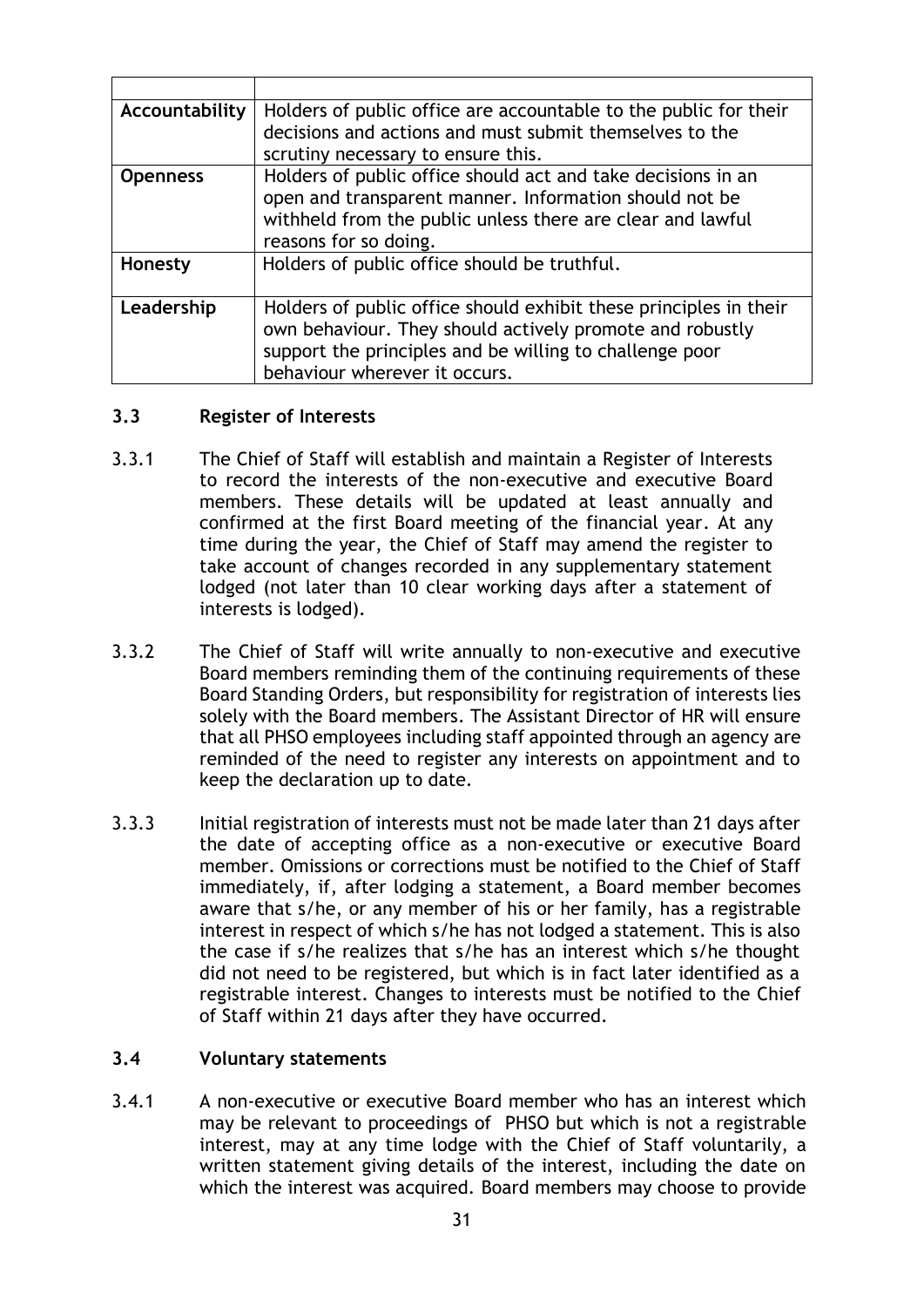| | |
|---|---|
| **Accountability** | Holders of public office are accountable to the public for their decisions and actions and must submit themselves to the scrutiny necessary to ensure this. |
| **Openness** | Holders of public office should act and take decisions in an open and transparent manner. Information should not be withheld from the public unless there are clear and lawful reasons for so doing. |
| **Honesty** | Holders of public office should be truthful. |
| **Leadership** | Holders of public office should exhibit these principles in their own behaviour. They should actively promote and robustly support the principles and be willing to challenge poor behaviour wherever it occurs. |

### 3.3 Register of Interests

3.3.1 The Chief of Staff will establish and maintain a Register of Interests to record the interests of the non-executive and executive Board members. These details will be updated at least annually and confirmed at the first Board meeting of the financial year. At any time during the year, the Chief of Staff may amend the register to take account of changes recorded in any supplementary statement lodged (not later than 10 clear working days after a statement of interests is lodged).

3.3.2 The Chief of Staff will write annually to non-executive and executive Board members reminding them of the continuing requirements of these Board Standing Orders, but responsibility for registration of interests lies solely with the Board members. The Assistant Director of HR will ensure that all PHSO employees including staff appointed through an agency are reminded of the need to register any interests on appointment and to keep the declaration up to date.

3.3.3 Initial registration of interests must not be made later than 21 days after the date of accepting office as a non-executive or executive Board member. Omissions or corrections must be notified to the Chief of Staff immediately, if, after lodging a statement, a Board member becomes aware that s/he, or any member of his or her family, has a registrable interest in respect of which s/he has not lodged a statement. This is also the case if s/he realizes that s/he has an interest which s/he thought did not need to be registered, but which is in fact later identified as a registrable interest. Changes to interests must be notified to the Chief of Staff within 21 days after they have occurred.

### 3.4 Voluntary statements

3.4.1 A non-executive or executive Board member who has an interest which may be relevant to proceedings of PHSO but which is not a registrable interest, may at any time lodge with the Chief of Staff voluntarily, a written statement giving details of the interest, including the date on which the interest was acquired. Board members may choose to provide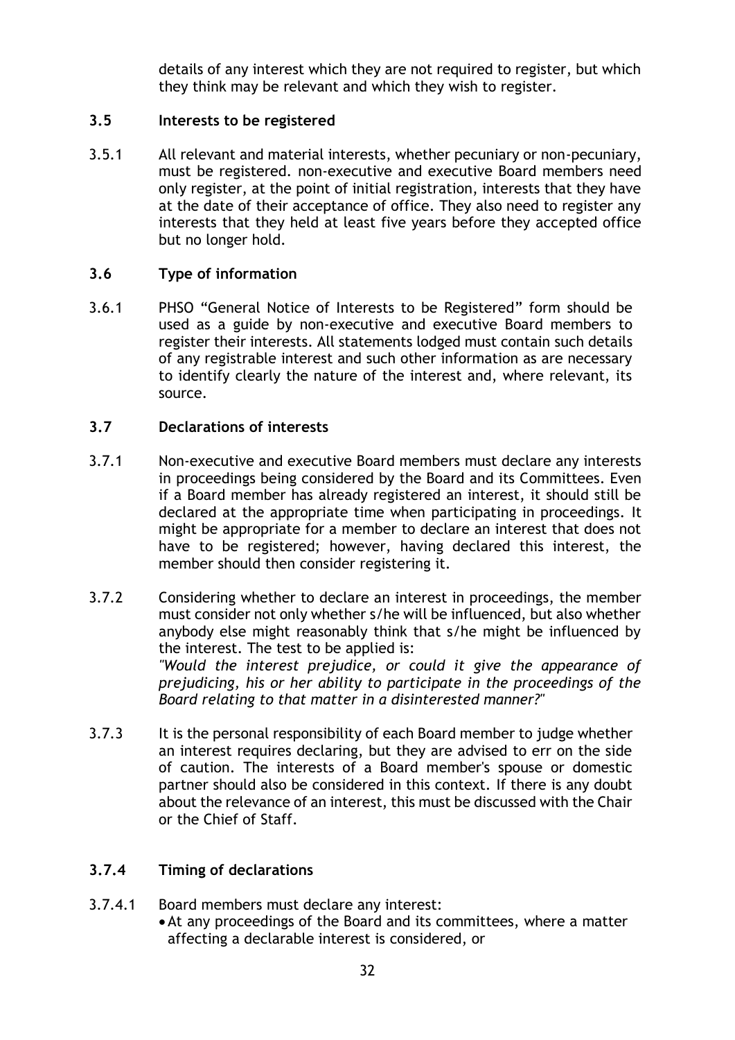details of any interest which they are not required to register, but which they think may be relevant and which they wish to register.

### 3.5 Interests to be registered

3.5.1 All relevant and material interests, whether pecuniary or non-pecuniary, must be registered. non-executive and executive Board members need only register, at the point of initial registration, interests that they have at the date of their acceptance of office. They also need to register any interests that they held at least five years before they accepted office but no longer hold.

### 3.6 Type of information

3.6.1 PHSO “General Notice of Interests to be Registered” form should be used as a guide by non-executive and executive Board members to register their interests. All statements lodged must contain such details of any registrable interest and such other information as are necessary to identify clearly the nature of the interest and, where relevant, its source.

### 3.7 Declarations of interests

3.7.1 Non-executive and executive Board members must declare any interests in proceedings being considered by the Board and its Committees. Even if a Board member has already registered an interest, it should still be declared at the appropriate time when participating in proceedings. It might be appropriate for a member to declare an interest that does not have to be registered; however, having declared this interest, the member should then consider registering it.

3.7.2 Considering whether to declare an interest in proceedings, the member must consider not only whether s/he will be influenced, but also whether anybody else might reasonably think that s/he might be influenced by the interest. The test to be applied is:
*"Would the interest prejudice, or could it give the appearance of prejudicing, his or her ability to participate in the proceedings of the Board relating to that matter in a disinterested manner?"*

3.7.3 It is the personal responsibility of each Board member to judge whether an interest requires declaring, but they are advised to err on the side of caution. The interests of a Board member's spouse or domestic partner should also be considered in this context. If there is any doubt about the relevance of an interest, this must be discussed with the Chair or the Chief of Staff.

### 3.7.4 Timing of declarations

3.7.4.1 Board members must declare any interest:

- At any proceedings of the Board and its committees, where a matter affecting a declarable interest is considered, or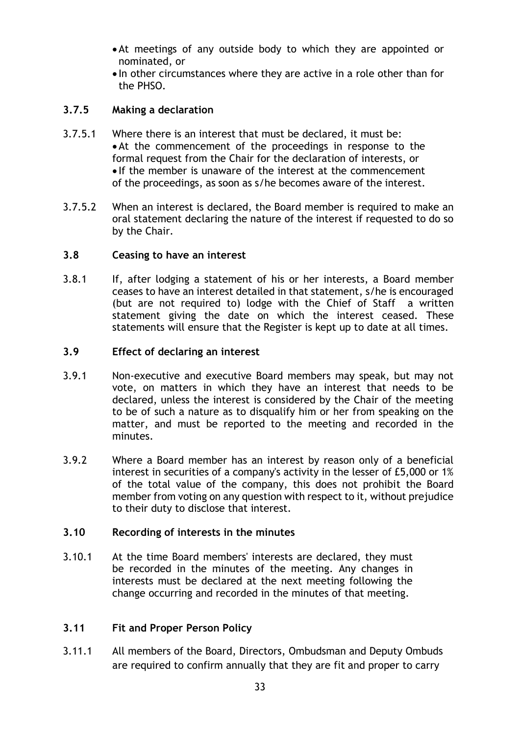- At meetings of any outside body to which they are appointed or nominated, or
- In other circumstances where they are active in a role other than for the PHSO.

### 3.7.5 Making a declaration

3.7.5.1 Where there is an interest that must be declared, it must be:

- At the commencement of the proceedings in response to the formal request from the Chair for the declaration of interests, or
- If the member is unaware of the interest at the commencement of the proceedings, as soon as s/he becomes aware of the interest.

3.7.5.2 When an interest is declared, the Board member is required to make an oral statement declaring the nature of the interest if requested to do so by the Chair.

### 3.8 Ceasing to have an interest

3.8.1 If, after lodging a statement of his or her interests, a Board member ceases to have an interest detailed in that statement, s/he is encouraged (but are not required to) lodge with the Chief of Staff a written statement giving the date on which the interest ceased. These statements will ensure that the Register is kept up to date at all times.

### 3.9 Effect of declaring an interest

3.9.1 Non-executive and executive Board members may speak, but may not vote, on matters in which they have an interest that needs to be declared, unless the interest is considered by the Chair of the meeting to be of such a nature as to disqualify him or her from speaking on the matter, and must be reported to the meeting and recorded in the minutes.

3.9.2 Where a Board member has an interest by reason only of a beneficial interest in securities of a company's activity in the lesser of £5,000 or 1% of the total value of the company, this does not prohibit the Board member from voting on any question with respect to it, without prejudice to their duty to disclose that interest.

### 3.10 Recording of interests in the minutes

3.10.1 At the time Board members' interests are declared, they must be recorded in the minutes of the meeting. Any changes in interests must be declared at the next meeting following the change occurring and recorded in the minutes of that meeting.

### 3.11 Fit and Proper Person Policy

3.11.1 All members of the Board, Directors, Ombudsman and Deputy Ombuds are required to confirm annually that they are fit and proper to carry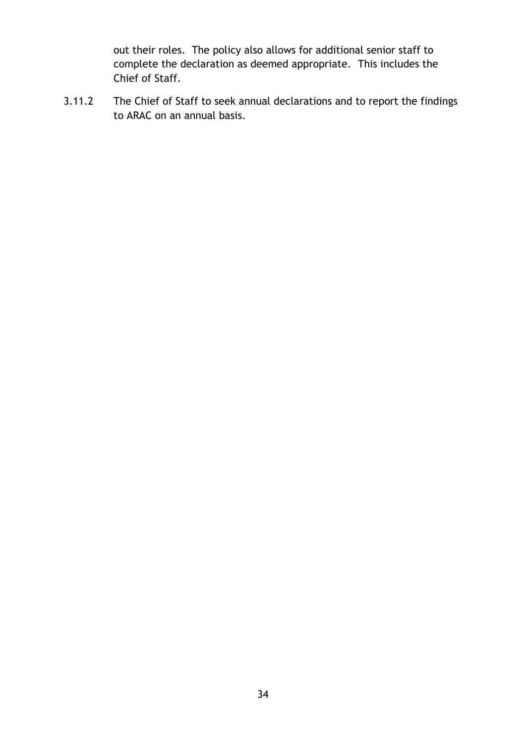out their roles. The policy also allows for additional senior staff to complete the declaration as deemed appropriate. This includes the Chief of Staff.

3.11.2 The Chief of Staff to seek annual declarations and to report the findings to ARAC on an annual basis.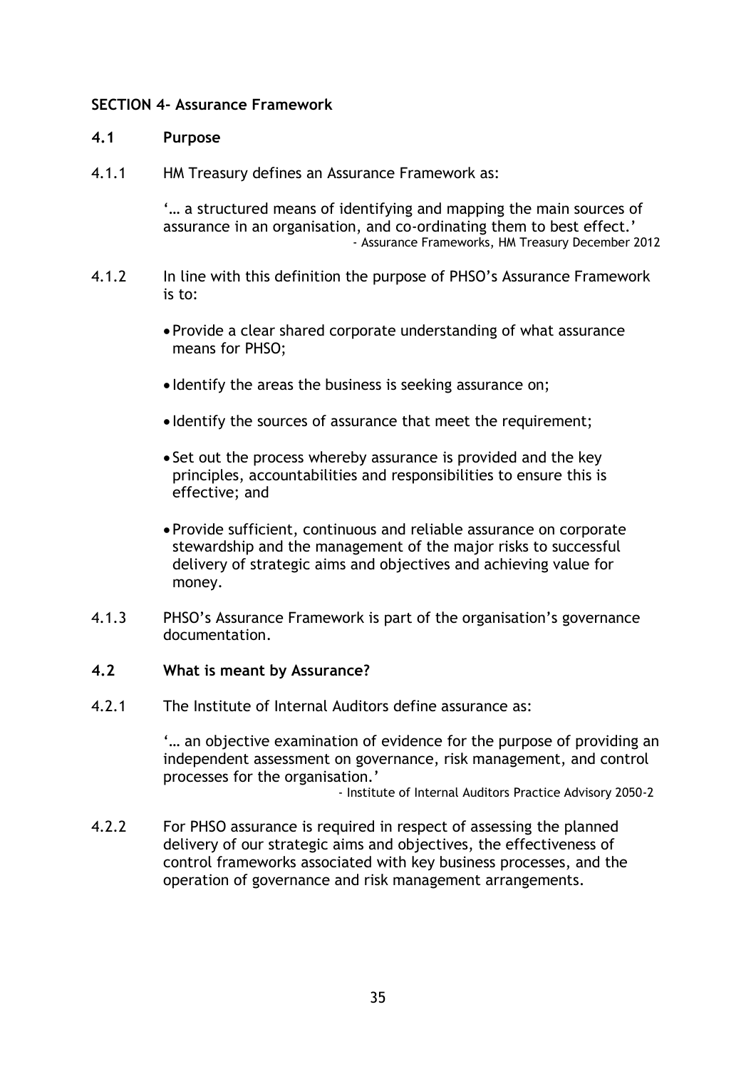## SECTION 4- Assurance Framework

### 4.1 Purpose

4.1.1 HM Treasury defines an Assurance Framework as:

> '… a structured means of identifying and mapping the main sources of assurance in an organisation, and co-ordinating them to best effect.'
>
> \- Assurance Frameworks, HM Treasury December 2012

4.1.2 In line with this definition the purpose of PHSO's Assurance Framework is to:

- Provide a clear shared corporate understanding of what assurance means for PHSO;
- Identify the areas the business is seeking assurance on;
- Identify the sources of assurance that meet the requirement;
- Set out the process whereby assurance is provided and the key principles, accountabilities and responsibilities to ensure this is effective; and
- Provide sufficient, continuous and reliable assurance on corporate stewardship and the management of the major risks to successful delivery of strategic aims and objectives and achieving value for money.

4.1.3 PHSO's Assurance Framework is part of the organisation's governance documentation.

### 4.2 What is meant by Assurance?

4.2.1 The Institute of Internal Auditors define assurance as:

> '… an objective examination of evidence for the purpose of providing an independent assessment on governance, risk management, and control processes for the organisation.'
>
> \- Institute of Internal Auditors Practice Advisory 2050-2

4.2.2 For PHSO assurance is required in respect of assessing the planned delivery of our strategic aims and objectives, the effectiveness of control frameworks associated with key business processes, and the operation of governance and risk management arrangements.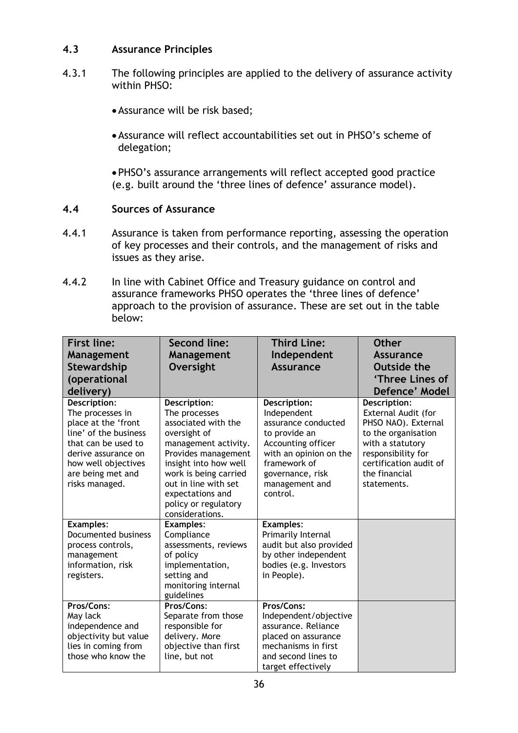### 4.3 Assurance Principles

4.3.1 The following principles are applied to the delivery of assurance activity within PHSO:

- Assurance will be risk based;
- Assurance will reflect accountabilities set out in PHSO's scheme of delegation;
- PHSO's assurance arrangements will reflect accepted good practice (e.g. built around the 'three lines of defence' assurance model).

### 4.4 Sources of Assurance

4.4.1 Assurance is taken from performance reporting, assessing the operation of key processes and their controls, and the management of risks and issues as they arise.

4.4.2 In line with Cabinet Office and Treasury guidance on control and assurance frameworks PHSO operates the 'three lines of defence' approach to the provision of assurance. These are set out in the table below:

| First line: Management Stewardship (operational delivery) | Second line: Management Oversight | Third Line: Independent Assurance | Other Assurance Outside the 'Three Lines of Defence' Model |
|---|---|---|---|
| **Description**: The processes in place at the 'front line' of the business that can be used to derive assurance on how well objectives are being met and risks managed. | **Description**: The processes associated with the oversight of management activity. Provides management insight into how well work is being carried out in line with set expectations and policy or regulatory considerations. | **Description:** Independent assurance conducted to provide an Accounting officer with an opinion on the framework of governance, risk management and control. | **Description**: External Audit (for PHSO NAO). External to the organisation with a statutory responsibility for certification audit of the financial statements. |
| **Examples**: Documented business process controls, management information, risk registers. | **Examples:** Compliance assessments, reviews of policy implementation, setting and monitoring internal guidelines | **Examples**: Primarily Internal audit but also provided by other independent bodies (e.g. Investors in People). | |
| **Pros/Cons**: May lack independence and objectivity but value lies in coming from those who know the | **Pros/Cons**: Separate from those responsible for delivery. More objective than first line, but not | **Pros/Cons:** Independent/objective assurance. Reliance placed on assurance mechanisms in first and second lines to target effectively | |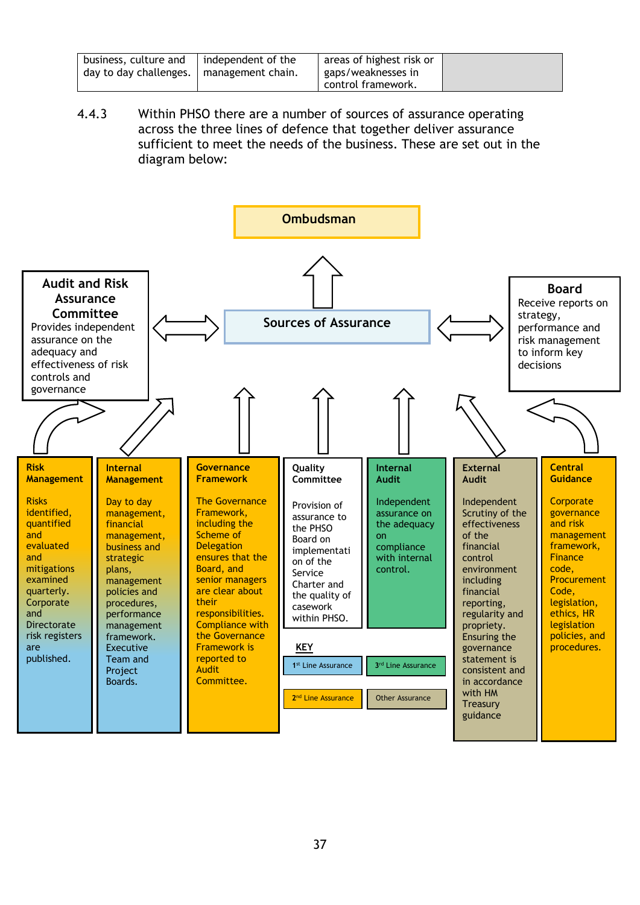| business, culture and day to day challenges. | independent of the management chain. | areas of highest risk or gaps/weaknesses in control framework. | |
|---|---|---|---|

4.4.3 Within PHSO there are a number of sources of assurance operating across the three lines of defence that together deliver assurance sufficient to meet the needs of the business. These are set out in the diagram below:

**Ombudsman**

**Sources of Assurance**

**Audit and Risk Assurance Committee**
Provides independent assurance on the adequacy and effectiveness of risk controls and governance

**Board**
Receive reports on strategy, performance and risk management to inform key decisions

**Risk Management**
Risks identified, quantified and evaluated and mitigations examined quarterly. Corporate and Directorate risk registers are published.

**Internal Management**
Day to day management, financial management, business and strategic plans, management policies and procedures, performance management framework. Executive Team and Project Boards.

**Governance Framework**
The Governance Framework, including the Scheme of Delegation ensures that the Board, and senior managers are clear about their responsibilities. Compliance with the Governance Framework is reported to Audit Committee.

**Quality Committee**
Provision of assurance to the PHSO Board on implementation of the Service Charter and the quality of casework within PHSO.

**Internal Audit**
Independent assurance on the adequacy on compliance with internal control.

**External Audit**
Independent Scrutiny of the effectiveness of the financial control environment including financial reporting, regularity and propriety. Ensuring the governance statement is consistent and in accordance with HM Treasury guidance

**Central Guidance**
Corporate governance and risk management framework, Finance code, Procurement Code, legislation, ethics, HR legislation policies, and procedures.

**KEY**
- 1st Line Assurance
- 2nd Line Assurance
- 3rd Line Assurance
- Other Assurance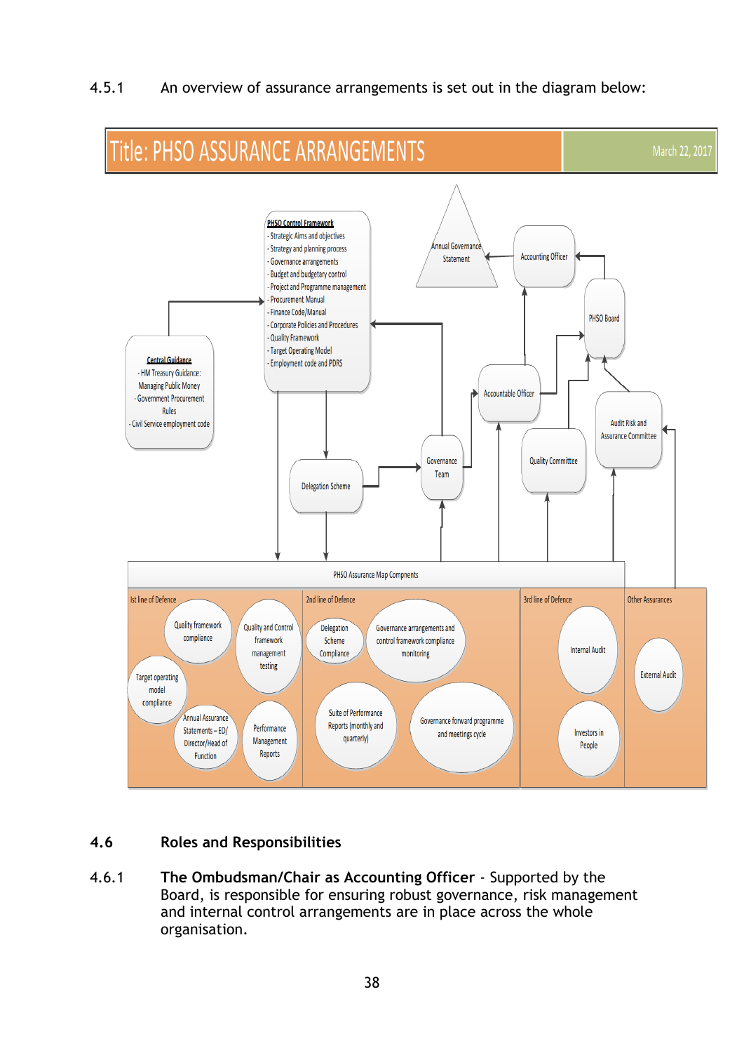4.5.1 An overview of assurance arrangements is set out in the diagram below:

Title: PHSO ASSURANCE ARRANGEMENTS — March 22, 2017

**PHSO Control Framework**
- Strategic Aims and objectives
- Strategy and planning process
- Governance arrangements
- Budget and budgetary control
- Project and Programme management
- Procurement Manual
- Finance Code/Manual
- Corporate Policies and Procedures
- Quality Framework
- Target Operating Model
- Employment code and PDRS

**Central Guidance**
- HM Treasury Guidance: Managing Public Money
- Government Procurement Rules
- Civil Service employment code

Annual Governance Statement

Accounting Officer

PHSO Board

Accountable Officer

Audit Risk and Assurance Committee

Quality Committee

Governance Team

Delegation Scheme

PHSO Assurance Map Compnents

| Ist line of Defence | 2nd line of Defence | 3rd line of Defence | Other Assurances |
|---|---|---|---|
| Quality framework compliance; Quality and Control framework management testing; Target operating model compliance; Annual Assurance Statements – ED/ Director/Head of Function; Performance Management Reports | Delegation Scheme Compliance; Governance arrangements and control framework compliance monitoring; Suite of Performance Reports (monthly and quarterly); Governance forward programme and meetings cycle | Internal Audit; Investors in People | External Audit |

## 4.6 Roles and Responsibilities

4.6.1 **The Ombudsman/Chair as Accounting Officer** - Supported by the Board, is responsible for ensuring robust governance, risk management and internal control arrangements are in place across the whole organisation.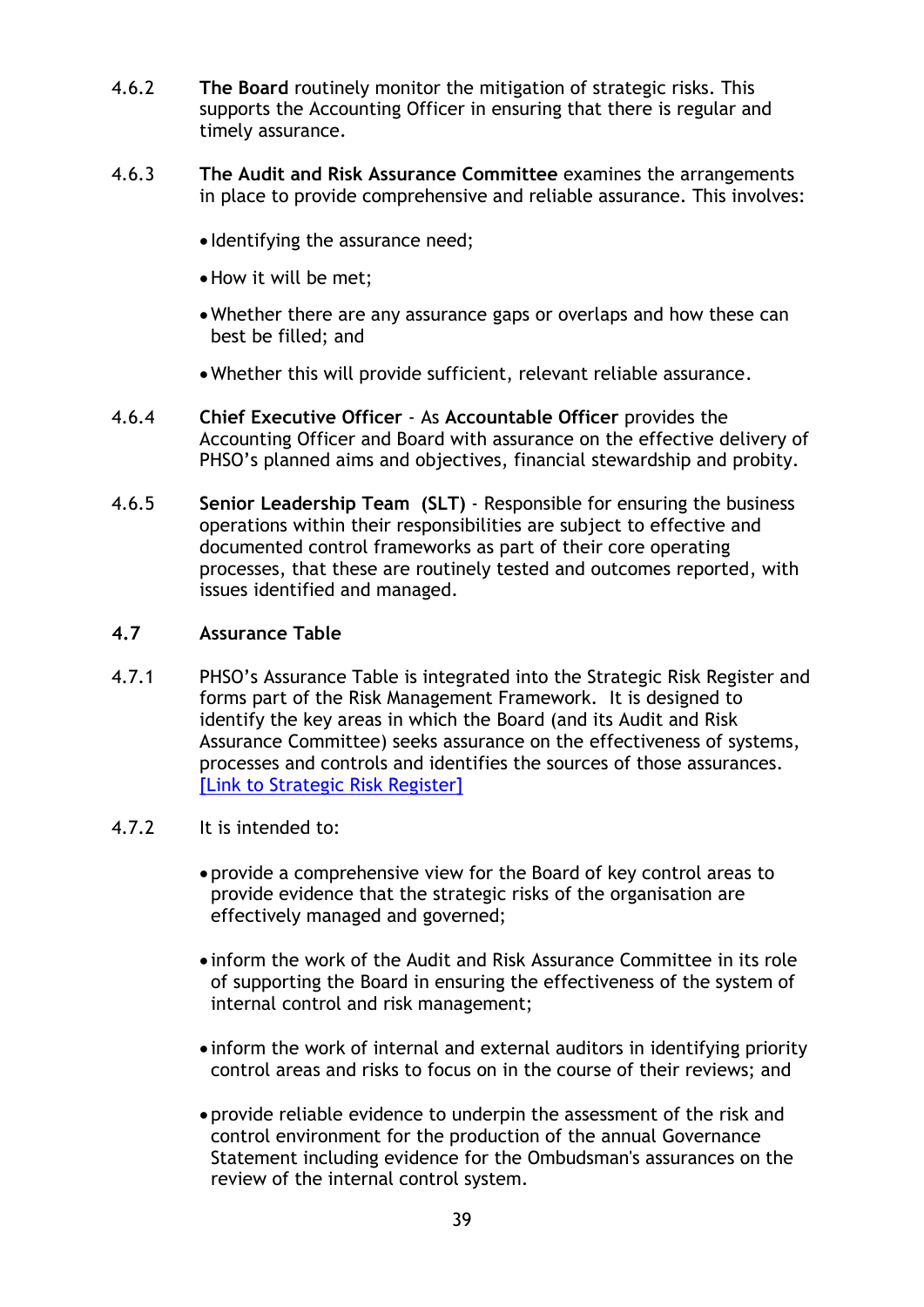4.6.2 **The Board** routinely monitor the mitigation of strategic risks. This supports the Accounting Officer in ensuring that there is regular and timely assurance.

4.6.3 **The Audit and Risk Assurance Committee** examines the arrangements in place to provide comprehensive and reliable assurance. This involves:

- Identifying the assurance need;
- How it will be met;
- Whether there are any assurance gaps or overlaps and how these can best be filled; and
- Whether this will provide sufficient, relevant reliable assurance.

4.6.4 **Chief Executive Officer** - As **Accountable Officer** provides the Accounting Officer and Board with assurance on the effective delivery of PHSO's planned aims and objectives, financial stewardship and probity.

4.6.5 **Senior Leadership Team (SLT)** - Responsible for ensuring the business operations within their responsibilities are subject to effective and documented control frameworks as part of their core operating processes, that these are routinely tested and outcomes reported, with issues identified and managed.

### 4.7 Assurance Table

4.7.1 PHSO's Assurance Table is integrated into the Strategic Risk Register and forms part of the Risk Management Framework. It is designed to identify the key areas in which the Board (and its Audit and Risk Assurance Committee) seeks assurance on the effectiveness of systems, processes and controls and identifies the sources of those assurances. [Link to Strategic Risk Register]

4.7.2 It is intended to:

- provide a comprehensive view for the Board of key control areas to provide evidence that the strategic risks of the organisation are effectively managed and governed;
- inform the work of the Audit and Risk Assurance Committee in its role of supporting the Board in ensuring the effectiveness of the system of internal control and risk management;
- inform the work of internal and external auditors in identifying priority control areas and risks to focus on in the course of their reviews; and
- provide reliable evidence to underpin the assessment of the risk and control environment for the production of the annual Governance Statement including evidence for the Ombudsman's assurances on the review of the internal control system.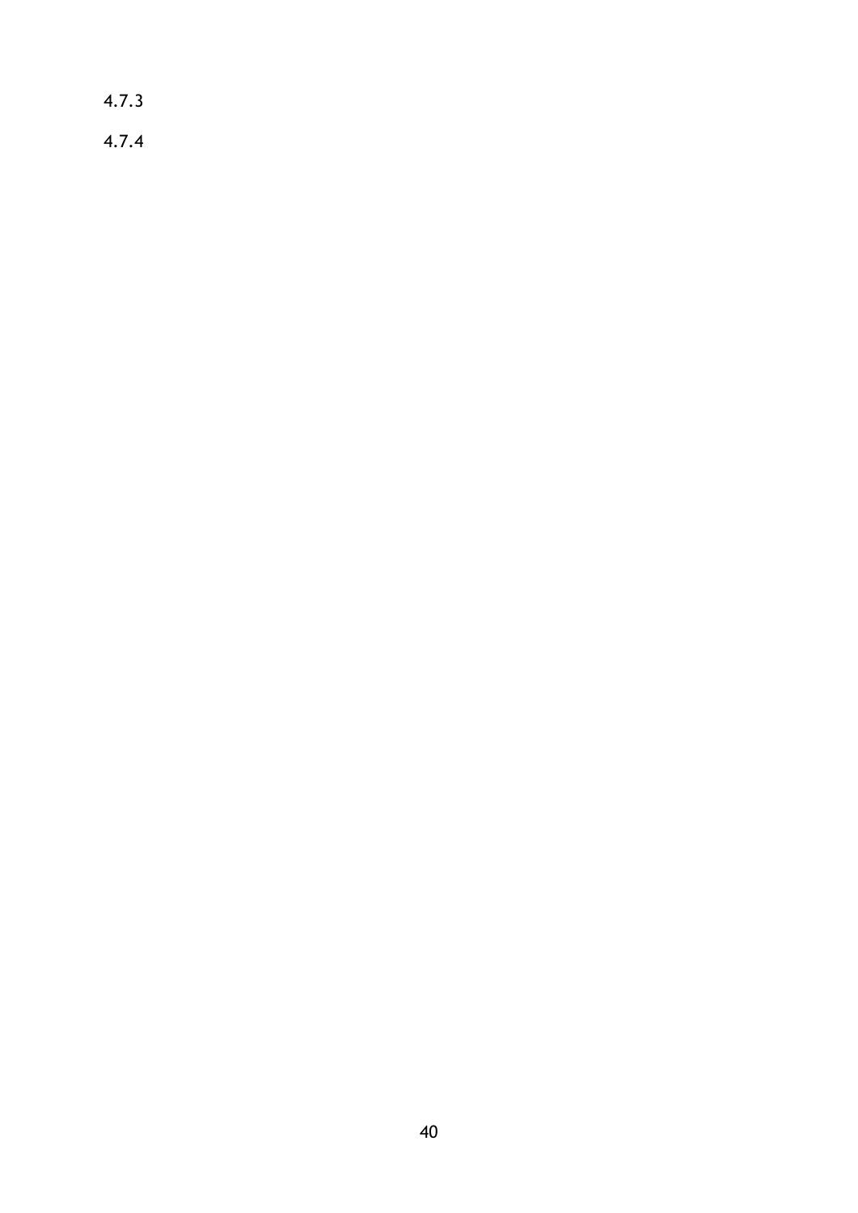4.7.3

4.7.4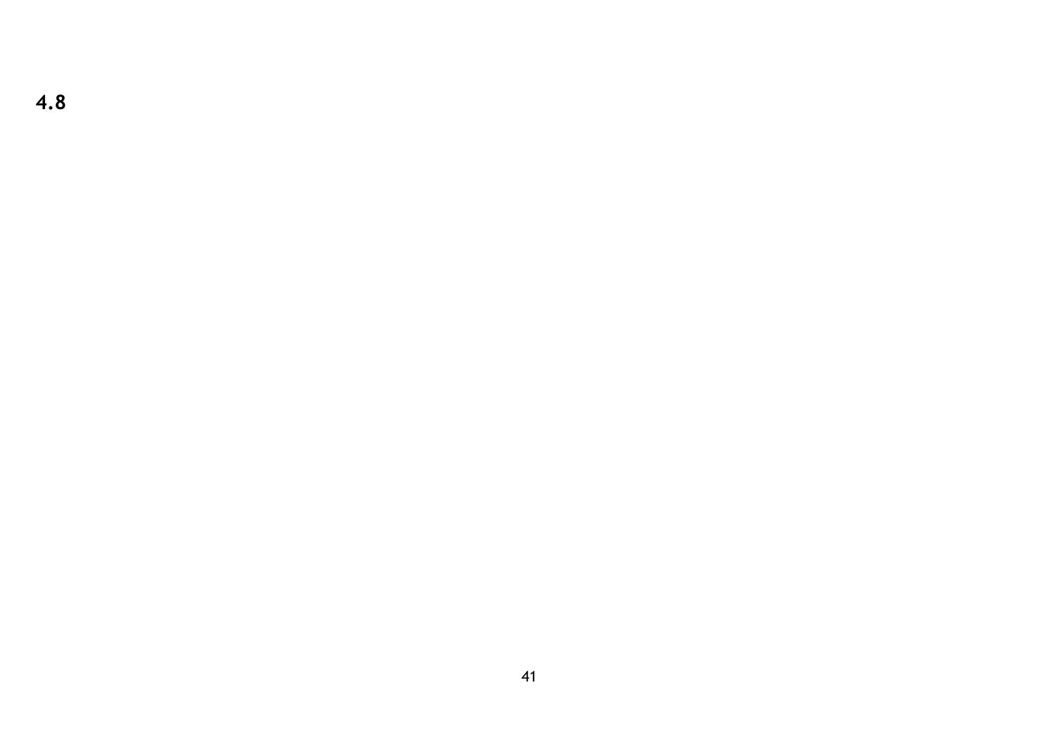## 4.8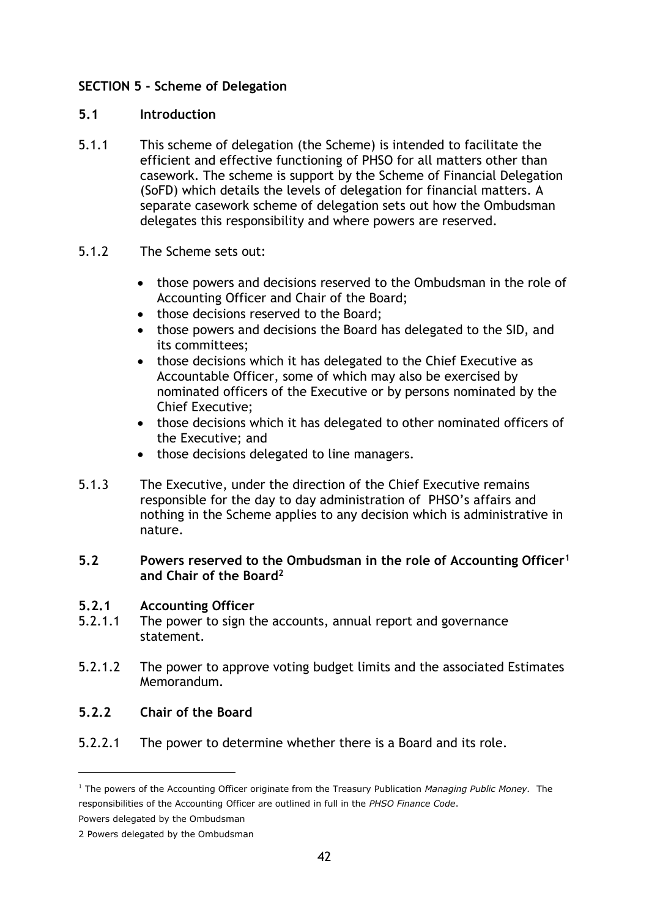## SECTION 5 - Scheme of Delegation

### 5.1 Introduction

5.1.1 This scheme of delegation (the Scheme) is intended to facilitate the efficient and effective functioning of PHSO for all matters other than casework. The scheme is support by the Scheme of Financial Delegation (SoFD) which details the levels of delegation for financial matters. A separate casework scheme of delegation sets out how the Ombudsman delegates this responsibility and where powers are reserved.

5.1.2 The Scheme sets out:

- those powers and decisions reserved to the Ombudsman in the role of Accounting Officer and Chair of the Board;
- those decisions reserved to the Board;
- those powers and decisions the Board has delegated to the SID, and its committees;
- those decisions which it has delegated to the Chief Executive as Accountable Officer, some of which may also be exercised by nominated officers of the Executive or by persons nominated by the Chief Executive;
- those decisions which it has delegated to other nominated officers of the Executive; and
- those decisions delegated to line managers.

5.1.3 The Executive, under the direction of the Chief Executive remains responsible for the day to day administration of PHSO's affairs and nothing in the Scheme applies to any decision which is administrative in nature.

### 5.2 Powers reserved to the Ombudsman in the role of Accounting Officer[1] and Chair of the Board[2]

#### 5.2.1 Accounting Officer

5.2.1.1 The power to sign the accounts, annual report and governance statement.

5.2.1.2 The power to approve voting budget limits and the associated Estimates Memorandum.

#### 5.2.2 Chair of the Board

5.2.2.1 The power to determine whether there is a Board and its role.

---

[1] The powers of the Accounting Officer originate from the Treasury Publication *Managing Public Money*. The responsibilities of the Accounting Officer are outlined in full in the *PHSO Finance Code*.

Powers delegated by the Ombudsman

2 Powers delegated by the Ombudsman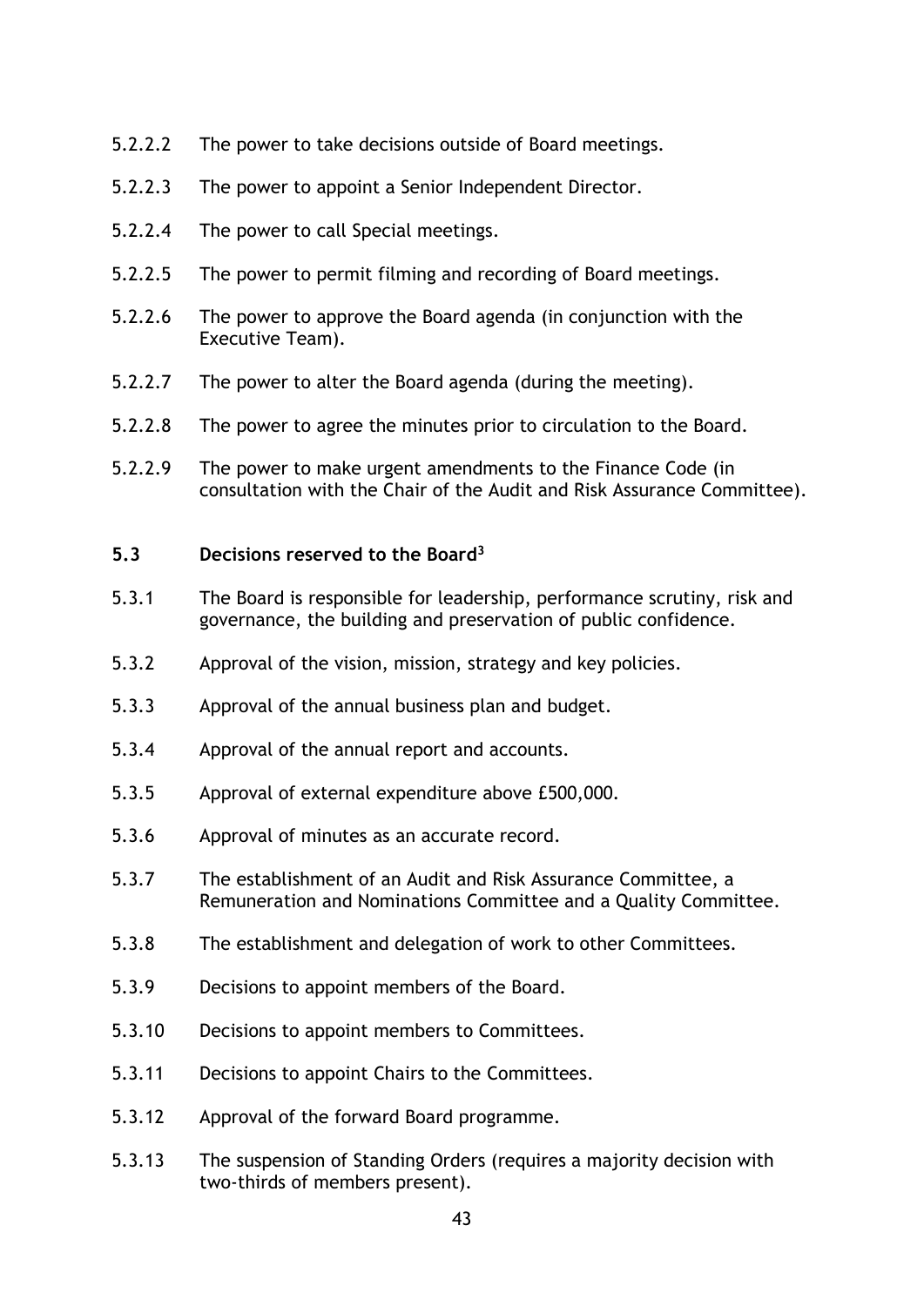5.2.2.2 The power to take decisions outside of Board meetings.

5.2.2.3 The power to appoint a Senior Independent Director.

5.2.2.4 The power to call Special meetings.

5.2.2.5 The power to permit filming and recording of Board meetings.

5.2.2.6 The power to approve the Board agenda (in conjunction with the Executive Team).

5.2.2.7 The power to alter the Board agenda (during the meeting).

5.2.2.8 The power to agree the minutes prior to circulation to the Board.

5.2.2.9 The power to make urgent amendments to the Finance Code (in consultation with the Chair of the Audit and Risk Assurance Committee).

### 5.3 Decisions reserved to the Board[3]

5.3.1 The Board is responsible for leadership, performance scrutiny, risk and governance, the building and preservation of public confidence.

5.3.2 Approval of the vision, mission, strategy and key policies.

5.3.3 Approval of the annual business plan and budget.

5.3.4 Approval of the annual report and accounts.

5.3.5 Approval of external expenditure above £500,000.

5.3.6 Approval of minutes as an accurate record.

5.3.7 The establishment of an Audit and Risk Assurance Committee, a Remuneration and Nominations Committee and a Quality Committee.

5.3.8 The establishment and delegation of work to other Committees.

5.3.9 Decisions to appoint members of the Board.

5.3.10 Decisions to appoint members to Committees.

5.3.11 Decisions to appoint Chairs to the Committees.

5.3.12 Approval of the forward Board programme.

5.3.13 The suspension of Standing Orders (requires a majority decision with two-thirds of members present).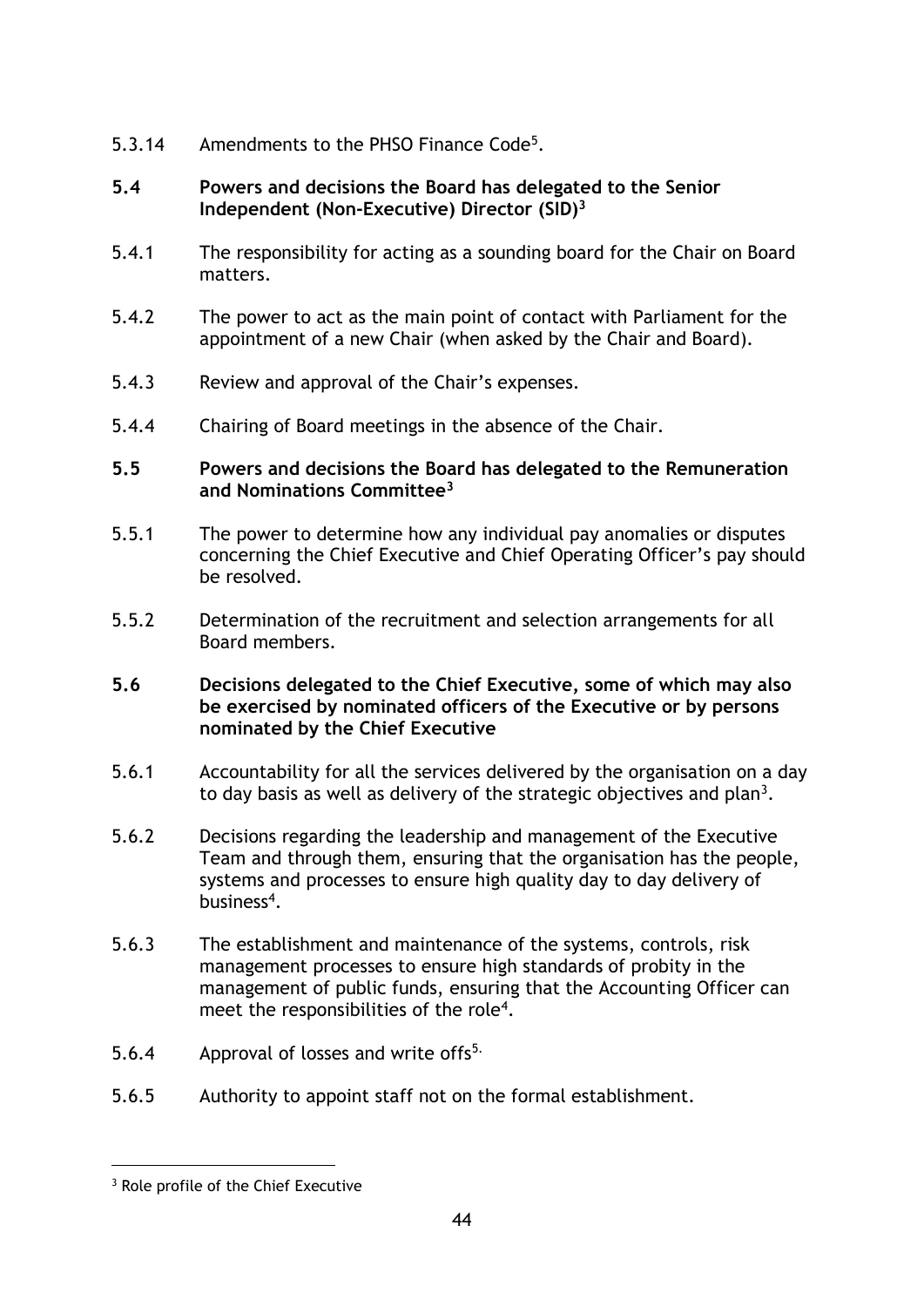5.3.14 Amendments to the PHSO Finance Code[5].

**5.4 Powers and decisions the Board has delegated to the Senior Independent (Non-Executive) Director (SID)[3]**

5.4.1 The responsibility for acting as a sounding board for the Chair on Board matters.

5.4.2 The power to act as the main point of contact with Parliament for the appointment of a new Chair (when asked by the Chair and Board).

5.4.3 Review and approval of the Chair's expenses.

5.4.4 Chairing of Board meetings in the absence of the Chair.

**5.5 Powers and decisions the Board has delegated to the Remuneration and Nominations Committee[3]**

5.5.1 The power to determine how any individual pay anomalies or disputes concerning the Chief Executive and Chief Operating Officer's pay should be resolved.

5.5.2 Determination of the recruitment and selection arrangements for all Board members.

**5.6 Decisions delegated to the Chief Executive, some of which may also be exercised by nominated officers of the Executive or by persons nominated by the Chief Executive**

5.6.1 Accountability for all the services delivered by the organisation on a day to day basis as well as delivery of the strategic objectives and plan[3].

5.6.2 Decisions regarding the leadership and management of the Executive Team and through them, ensuring that the organisation has the people, systems and processes to ensure high quality day to day delivery of business[4].

5.6.3 The establishment and maintenance of the systems, controls, risk management processes to ensure high standards of probity in the management of public funds, ensuring that the Accounting Officer can meet the responsibilities of the role[4].

5.6.4 Approval of losses and write offs[5].

5.6.5 Authority to appoint staff not on the formal establishment.

---

[3] Role profile of the Chief Executive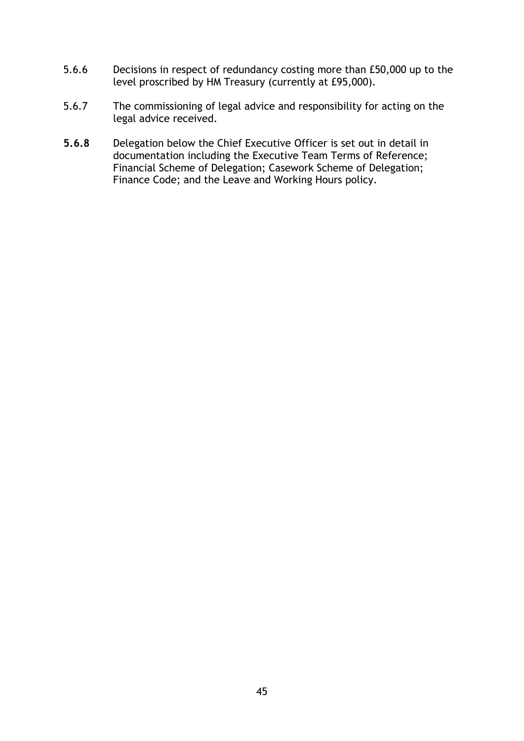5.6.6 Decisions in respect of redundancy costing more than £50,000 up to the level proscribed by HM Treasury (currently at £95,000).

5.6.7 The commissioning of legal advice and responsibility for acting on the legal advice received.

**5.6.8** Delegation below the Chief Executive Officer is set out in detail in documentation including the Executive Team Terms of Reference; Financial Scheme of Delegation; Casework Scheme of Delegation; Finance Code; and the Leave and Working Hours policy.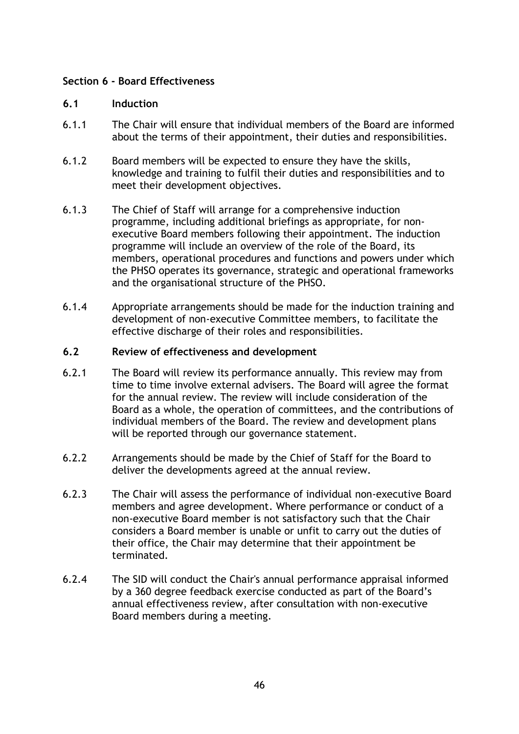## Section 6 - Board Effectiveness

### 6.1 Induction

6.1.1 The Chair will ensure that individual members of the Board are informed about the terms of their appointment, their duties and responsibilities.

6.1.2 Board members will be expected to ensure they have the skills, knowledge and training to fulfil their duties and responsibilities and to meet their development objectives.

6.1.3 The Chief of Staff will arrange for a comprehensive induction programme, including additional briefings as appropriate, for non-executive Board members following their appointment. The induction programme will include an overview of the role of the Board, its members, operational procedures and functions and powers under which the PHSO operates its governance, strategic and operational frameworks and the organisational structure of the PHSO.

6.1.4 Appropriate arrangements should be made for the induction training and development of non-executive Committee members, to facilitate the effective discharge of their roles and responsibilities.

### 6.2 Review of effectiveness and development

6.2.1 The Board will review its performance annually. This review may from time to time involve external advisers. The Board will agree the format for the annual review. The review will include consideration of the Board as a whole, the operation of committees, and the contributions of individual members of the Board. The review and development plans will be reported through our governance statement.

6.2.2 Arrangements should be made by the Chief of Staff for the Board to deliver the developments agreed at the annual review.

6.2.3 The Chair will assess the performance of individual non-executive Board members and agree development. Where performance or conduct of a non-executive Board member is not satisfactory such that the Chair considers a Board member is unable or unfit to carry out the duties of their office, the Chair may determine that their appointment be terminated.

6.2.4 The SID will conduct the Chair's annual performance appraisal informed by a 360 degree feedback exercise conducted as part of the Board's annual effectiveness review, after consultation with non-executive Board members during a meeting.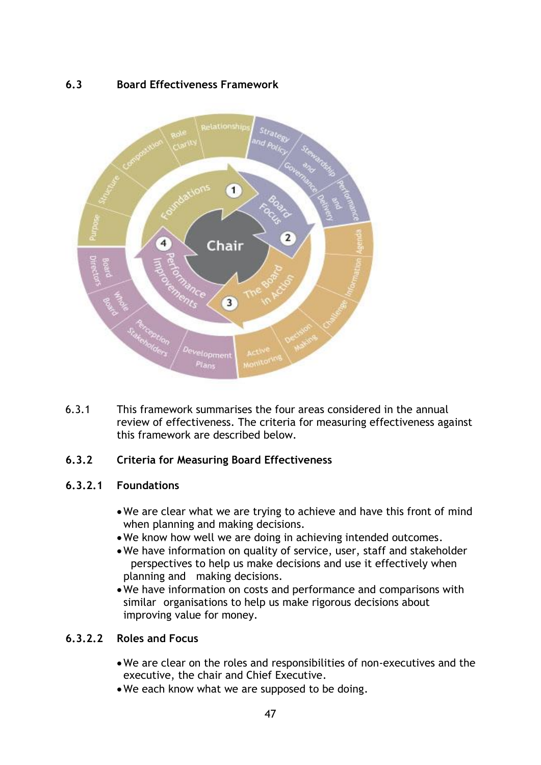### 6.3 Board Effectiveness Framework

6.3.1 This framework summarises the four areas considered in the annual review of effectiveness. The criteria for measuring effectiveness against this framework are described below.

#### 6.3.2 Criteria for Measuring Board Effectiveness

##### 6.3.2.1 Foundations

- We are clear what we are trying to achieve and have this front of mind when planning and making decisions.
- We know how well we are doing in achieving intended outcomes.
- We have information on quality of service, user, staff and stakeholder perspectives to help us make decisions and use it effectively when planning and making decisions.
- We have information on costs and performance and comparisons with similar organisations to help us make rigorous decisions about improving value for money.

##### 6.3.2.2 Roles and Focus

- We are clear on the roles and responsibilities of non-executives and the executive, the chair and Chief Executive.
- We each know what we are supposed to be doing.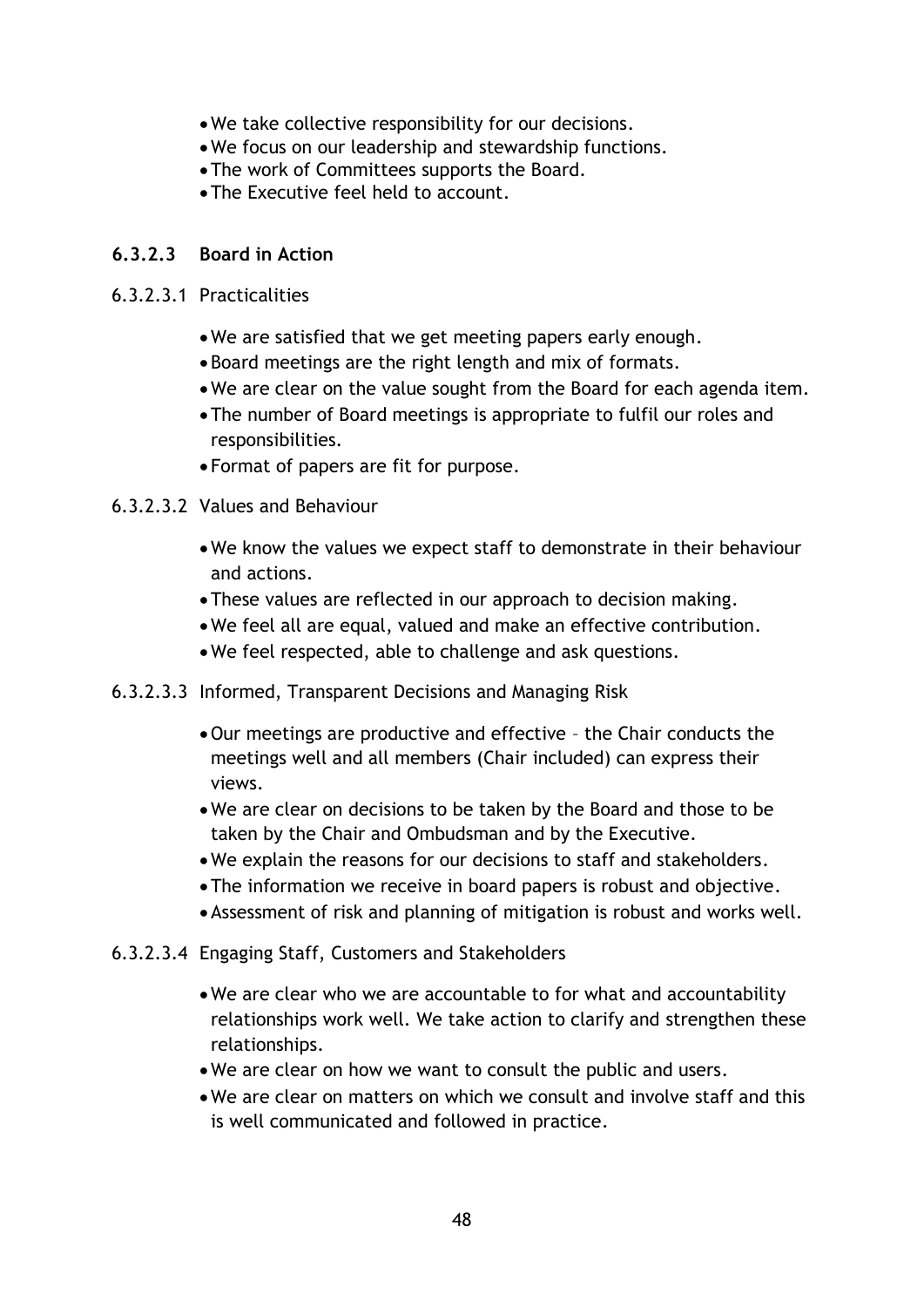- We take collective responsibility for our decisions.
- We focus on our leadership and stewardship functions.
- The work of Committees supports the Board.
- The Executive feel held to account.

#### 6.3.2.3 Board in Action

6.3.2.3.1 Practicalities

- We are satisfied that we get meeting papers early enough.
- Board meetings are the right length and mix of formats.
- We are clear on the value sought from the Board for each agenda item.
- The number of Board meetings is appropriate to fulfil our roles and responsibilities.
- Format of papers are fit for purpose.

6.3.2.3.2 Values and Behaviour

- We know the values we expect staff to demonstrate in their behaviour and actions.
- These values are reflected in our approach to decision making.
- We feel all are equal, valued and make an effective contribution.
- We feel respected, able to challenge and ask questions.

6.3.2.3.3 Informed, Transparent Decisions and Managing Risk

- Our meetings are productive and effective – the Chair conducts the meetings well and all members (Chair included) can express their views.
- We are clear on decisions to be taken by the Board and those to be taken by the Chair and Ombudsman and by the Executive.
- We explain the reasons for our decisions to staff and stakeholders.
- The information we receive in board papers is robust and objective.
- Assessment of risk and planning of mitigation is robust and works well.

6.3.2.3.4 Engaging Staff, Customers and Stakeholders

- We are clear who we are accountable to for what and accountability relationships work well. We take action to clarify and strengthen these relationships.
- We are clear on how we want to consult the public and users.
- We are clear on matters on which we consult and involve staff and this is well communicated and followed in practice.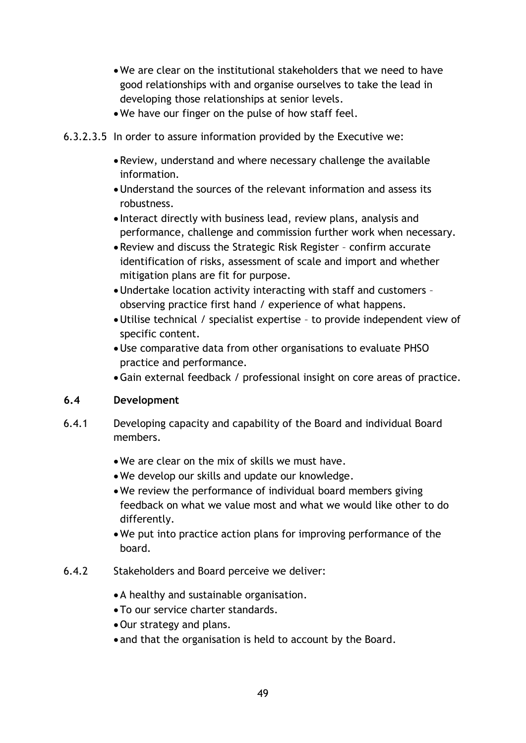- We are clear on the institutional stakeholders that we need to have good relationships with and organise ourselves to take the lead in developing those relationships at senior levels.
- We have our finger on the pulse of how staff feel.

6.3.2.3.5 In order to assure information provided by the Executive we:

- Review, understand and where necessary challenge the available information.
- Understand the sources of the relevant information and assess its robustness.
- Interact directly with business lead, review plans, analysis and performance, challenge and commission further work when necessary.
- Review and discuss the Strategic Risk Register – confirm accurate identification of risks, assessment of scale and import and whether mitigation plans are fit for purpose.
- Undertake location activity interacting with staff and customers – observing practice first hand / experience of what happens.
- Utilise technical / specialist expertise – to provide independent view of specific content.
- Use comparative data from other organisations to evaluate PHSO practice and performance.
- Gain external feedback / professional insight on core areas of practice.

### 6.4 Development

6.4.1 Developing capacity and capability of the Board and individual Board members.

- We are clear on the mix of skills we must have.
- We develop our skills and update our knowledge.
- We review the performance of individual board members giving feedback on what we value most and what we would like other to do differently.
- We put into practice action plans for improving performance of the board.

6.4.2 Stakeholders and Board perceive we deliver:

- A healthy and sustainable organisation.
- To our service charter standards.
- Our strategy and plans.
- and that the organisation is held to account by the Board.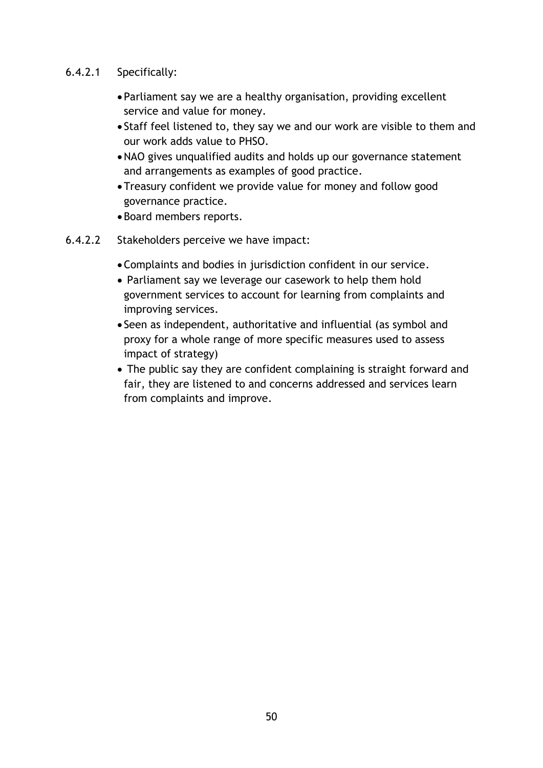6.4.2.1 Specifically:

- Parliament say we are a healthy organisation, providing excellent service and value for money.
- Staff feel listened to, they say we and our work are visible to them and our work adds value to PHSO.
- NAO gives unqualified audits and holds up our governance statement and arrangements as examples of good practice.
- Treasury confident we provide value for money and follow good governance practice.
- Board members reports.

6.4.2.2 Stakeholders perceive we have impact:

- Complaints and bodies in jurisdiction confident in our service.
- Parliament say we leverage our casework to help them hold government services to account for learning from complaints and improving services.
- Seen as independent, authoritative and influential (as symbol and proxy for a whole range of more specific measures used to assess impact of strategy)
- The public say they are confident complaining is straight forward and fair, they are listened to and concerns addressed and services learn from complaints and improve.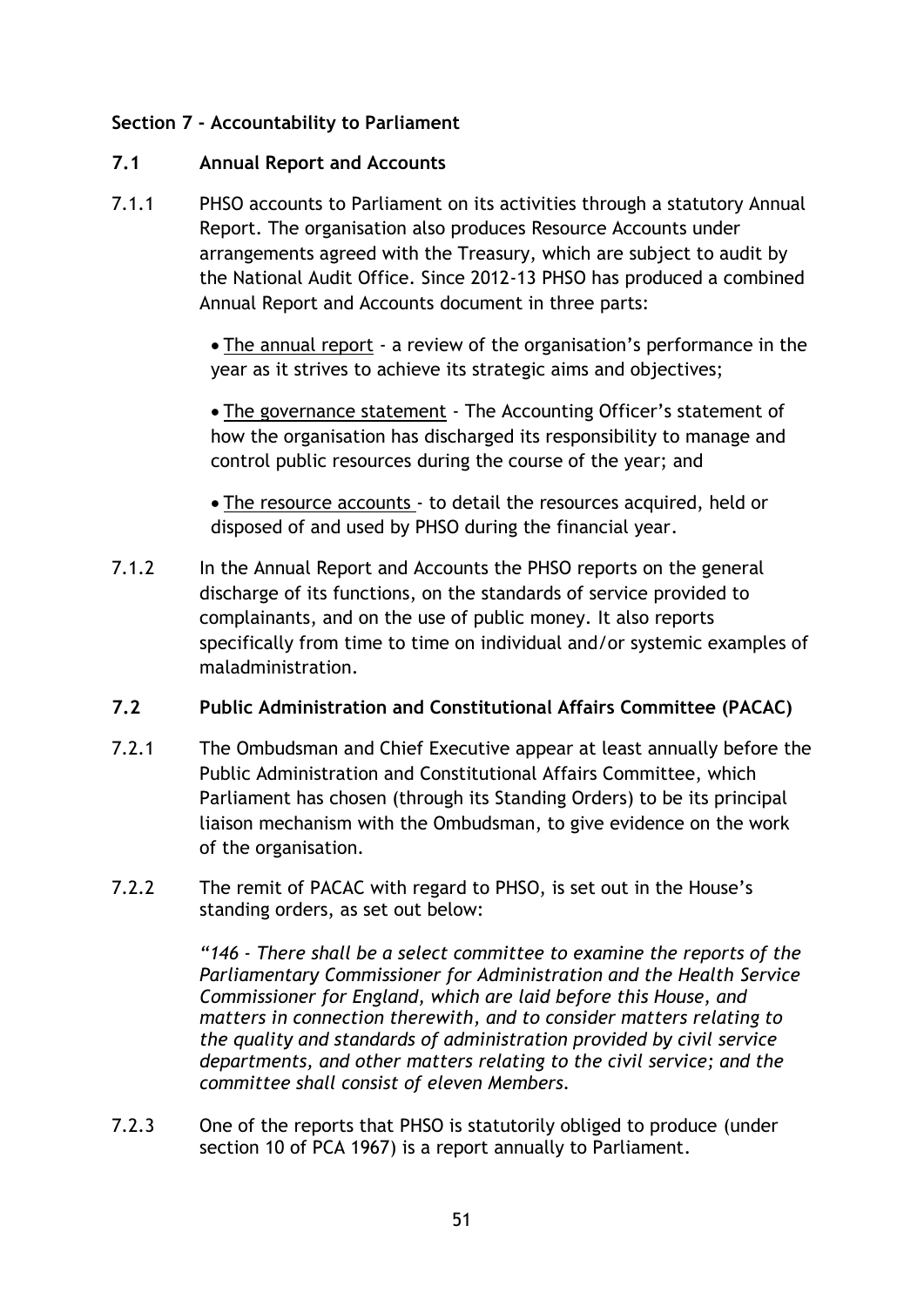## Section 7 - Accountability to Parliament

### 7.1 Annual Report and Accounts

7.1.1 PHSO accounts to Parliament on its activities through a statutory Annual Report. The organisation also produces Resource Accounts under arrangements agreed with the Treasury, which are subject to audit by the National Audit Office. Since 2012-13 PHSO has produced a combined Annual Report and Accounts document in three parts:

- The annual report - a review of the organisation's performance in the year as it strives to achieve its strategic aims and objectives;
- The governance statement - The Accounting Officer's statement of how the organisation has discharged its responsibility to manage and control public resources during the course of the year; and
- The resource accounts - to detail the resources acquired, held or disposed of and used by PHSO during the financial year.

7.1.2 In the Annual Report and Accounts the PHSO reports on the general discharge of its functions, on the standards of service provided to complainants, and on the use of public money. It also reports specifically from time to time on individual and/or systemic examples of maladministration.

### 7.2 Public Administration and Constitutional Affairs Committee (PACAC)

7.2.1 The Ombudsman and Chief Executive appear at least annually before the Public Administration and Constitutional Affairs Committee, which Parliament has chosen (through its Standing Orders) to be its principal liaison mechanism with the Ombudsman, to give evidence on the work of the organisation.

7.2.2 The remit of PACAC with regard to PHSO, is set out in the House's standing orders, as set out below:

> *"146 - There shall be a select committee to examine the reports of the Parliamentary Commissioner for Administration and the Health Service Commissioner for England, which are laid before this House, and matters in connection therewith, and to consider matters relating to the quality and standards of administration provided by civil service departments, and other matters relating to the civil service; and the committee shall consist of eleven Members.*

7.2.3 One of the reports that PHSO is statutorily obliged to produce (under section 10 of PCA 1967) is a report annually to Parliament.